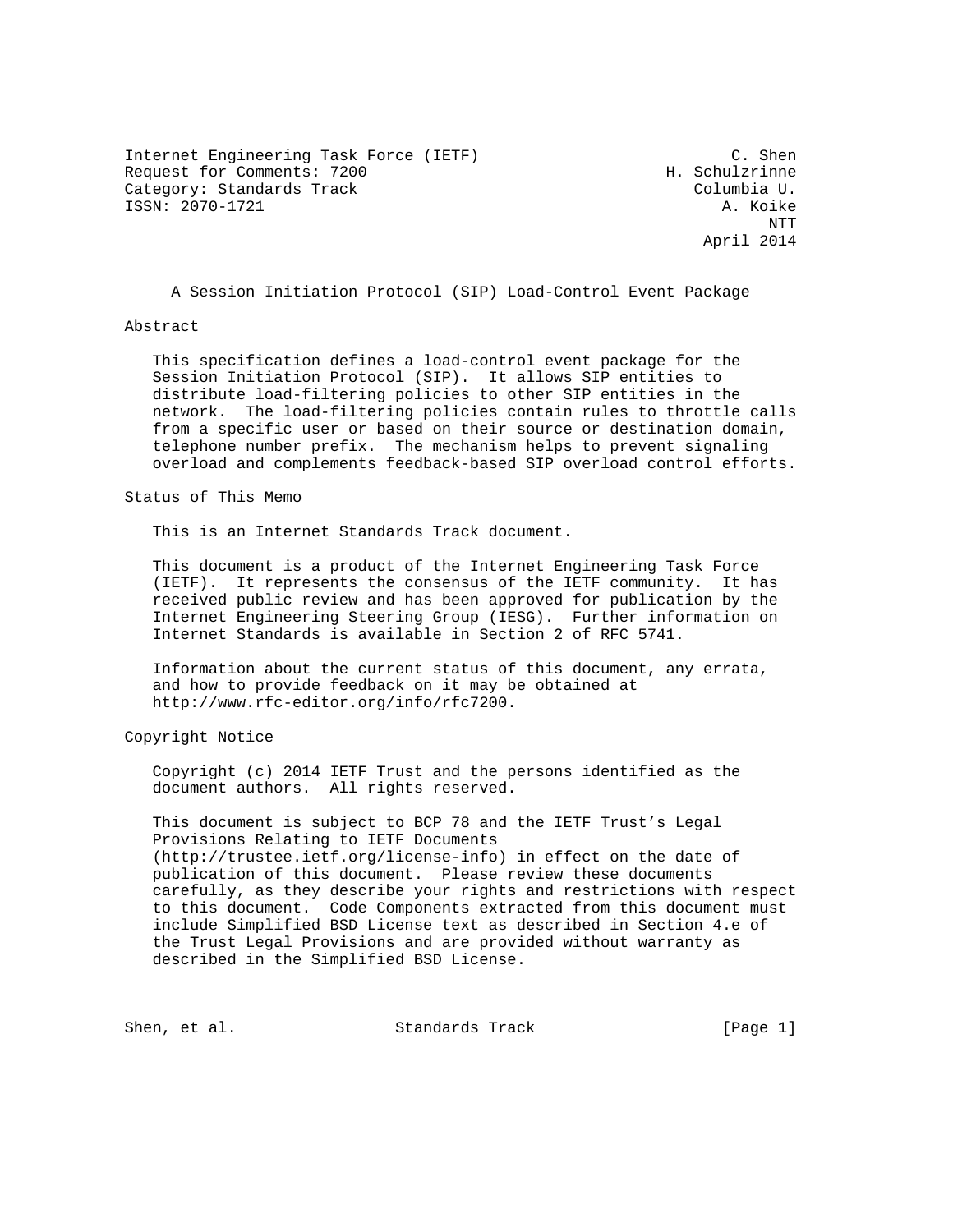Internet Engineering Task Force (IETF) C. Shen
Request for Comments: 7200 H. Schulzrinne
Category: Standards Track Columbia U.
ISSN: 2070-1721 A. Koike
NTT
April 2014

# A Session Initiation Protocol (SIP) Load-Control Event Package

## Abstract

This specification defines a load-control event package for the Session Initiation Protocol (SIP). It allows SIP entities to distribute load-filtering policies to other SIP entities in the network. The load-filtering policies contain rules to throttle calls from a specific user or based on their source or destination domain, telephone number prefix. The mechanism helps to prevent signaling overload and complements feedback-based SIP overload control efforts.

## Status of This Memo

This is an Internet Standards Track document.

This document is a product of the Internet Engineering Task Force (IETF). It represents the consensus of the IETF community. It has received public review and has been approved for publication by the Internet Engineering Steering Group (IESG). Further information on Internet Standards is available in Section 2 of RFC 5741.

Information about the current status of this document, any errata, and how to provide feedback on it may be obtained at http://www.rfc-editor.org/info/rfc7200.

## Copyright Notice

Copyright (c) 2014 IETF Trust and the persons identified as the document authors. All rights reserved.

This document is subject to BCP 78 and the IETF Trust's Legal Provisions Relating to IETF Documents (http://trustee.ietf.org/license-info) in effect on the date of publication of this document. Please review these documents carefully, as they describe your rights and restrictions with respect to this document. Code Components extracted from this document must include Simplified BSD License text as described in Section 4.e of the Trust Legal Provisions and are provided without warranty as described in the Simplified BSD License.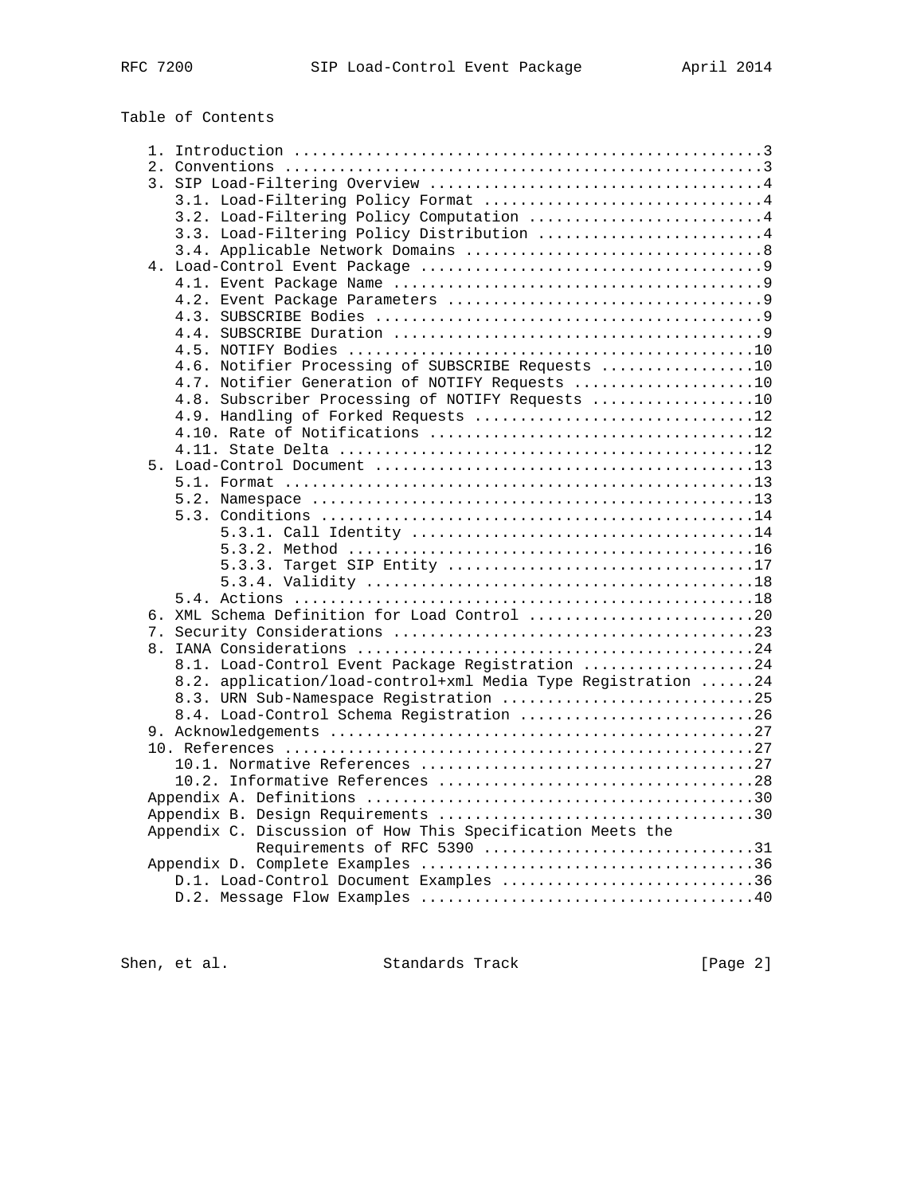Table of Contents

```
   1. Introduction ....................................................3
   2. Conventions .....................................................3
   3. SIP Load-Filtering Overview .....................................4
      3.1. Load-Filtering Policy Format ...............................4
      3.2. Load-Filtering Policy Computation ..........................4
      3.3. Load-Filtering Policy Distribution .........................4
      3.4. Applicable Network Domains .................................8
   4. Load-Control Event Package ......................................9
      4.1. Event Package Name .........................................9
      4.2. Event Package Parameters ...................................9
      4.3. SUBSCRIBE Bodies ...........................................9
      4.4. SUBSCRIBE Duration .........................................9
      4.5. NOTIFY Bodies .............................................10
      4.6. Notifier Processing of SUBSCRIBE Requests .................10
      4.7. Notifier Generation of NOTIFY Requests ....................10
      4.8. Subscriber Processing of NOTIFY Requests ..................10
      4.9. Handling of Forked Requests ...............................12
      4.10. Rate of Notifications ....................................12
      4.11. State Delta ..............................................12
   5. Load-Control Document ..........................................13
      5.1. Format ....................................................13
      5.2. Namespace .................................................13
      5.3. Conditions ................................................14
           5.3.1. Call Identity ......................................14
           5.3.2. Method .............................................16
           5.3.3. Target SIP Entity ..................................17
           5.3.4. Validity ...........................................18
      5.4. Actions ...................................................18
   6. XML Schema Definition for Load Control .........................20
   7. Security Considerations ........................................23
   8. IANA Considerations ............................................24
      8.1. Load-Control Event Package Registration ...................24
      8.2. application/load-control+xml Media Type Registration ......24
      8.3. URN Sub-Namespace Registration ............................25
      8.4. Load-Control Schema Registration ..........................26
   9. Acknowledgements ...............................................27
   10. References ....................................................27
      10.1. Normative References .....................................27
      10.2. Informative References ...................................28
   Appendix A. Definitions ...........................................30
   Appendix B. Design Requirements ...................................30
   Appendix C. Discussion of How This Specification Meets the
               Requirements of RFC 5390 ..............................31
   Appendix D. Complete Examples .....................................36
      D.1. Load-Control Document Examples ............................36
      D.2. Message Flow Examples .....................................40
```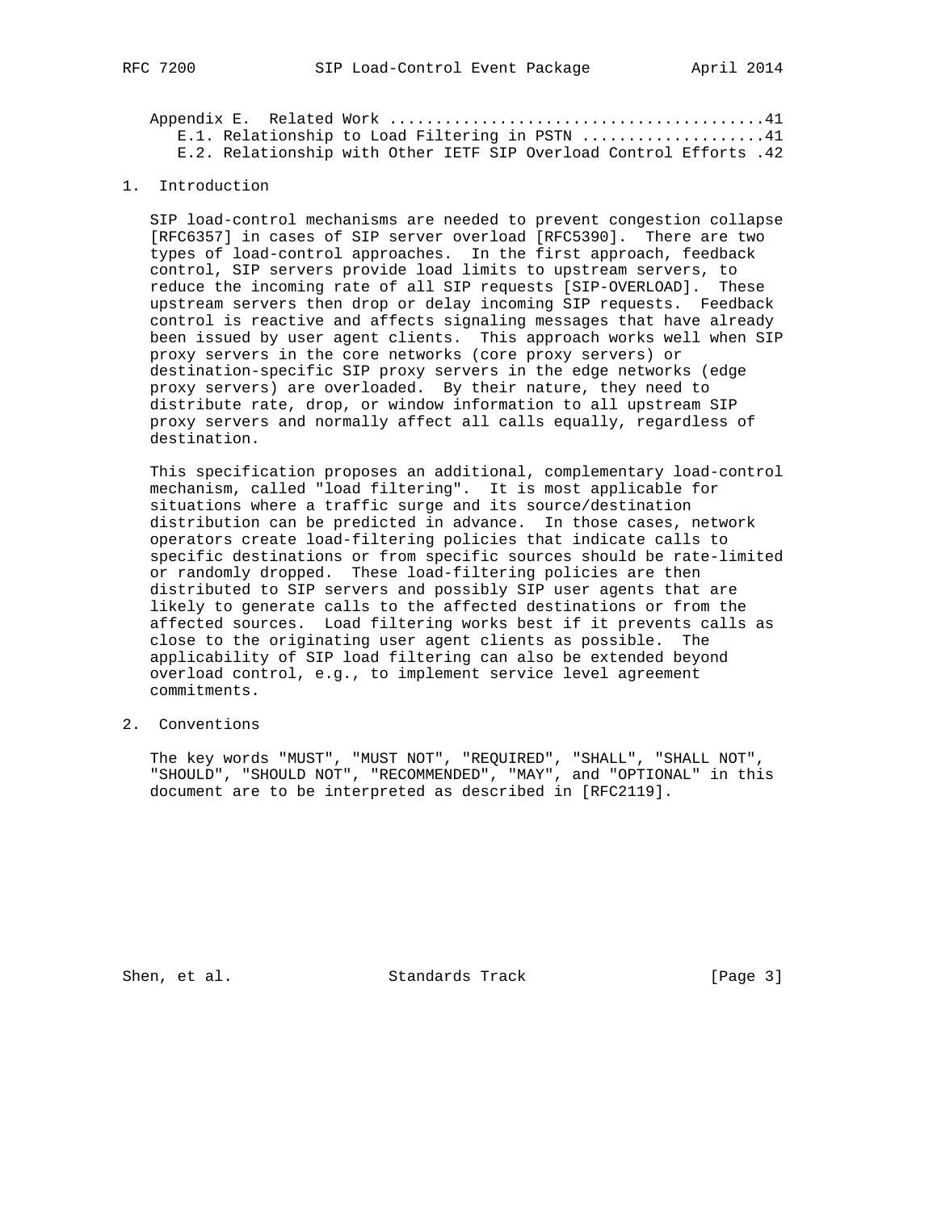Appendix E. Related Work ........................................41
   E.1. Relationship to Load Filtering in PSTN ...................41
   E.2. Relationship with Other IETF SIP Overload Control Efforts .42

## 1. Introduction

SIP load-control mechanisms are needed to prevent congestion collapse [RFC6357] in cases of SIP server overload [RFC5390]. There are two types of load-control approaches. In the first approach, feedback control, SIP servers provide load limits to upstream servers, to reduce the incoming rate of all SIP requests [SIP-OVERLOAD]. These upstream servers then drop or delay incoming SIP requests. Feedback control is reactive and affects signaling messages that have already been issued by user agent clients. This approach works well when SIP proxy servers in the core networks (core proxy servers) or destination-specific SIP proxy servers in the edge networks (edge proxy servers) are overloaded. By their nature, they need to distribute rate, drop, or window information to all upstream SIP proxy servers and normally affect all calls equally, regardless of destination.

This specification proposes an additional, complementary load-control mechanism, called "load filtering". It is most applicable for situations where a traffic surge and its source/destination distribution can be predicted in advance. In those cases, network operators create load-filtering policies that indicate calls to specific destinations or from specific sources should be rate-limited or randomly dropped. These load-filtering policies are then distributed to SIP servers and possibly SIP user agents that are likely to generate calls to the affected destinations or from the affected sources. Load filtering works best if it prevents calls as close to the originating user agent clients as possible. The applicability of SIP load filtering can also be extended beyond overload control, e.g., to implement service level agreement commitments.

## 2. Conventions

The key words "MUST", "MUST NOT", "REQUIRED", "SHALL", "SHALL NOT", "SHOULD", "SHOULD NOT", "RECOMMENDED", "MAY", and "OPTIONAL" in this document are to be interpreted as described in [RFC2119].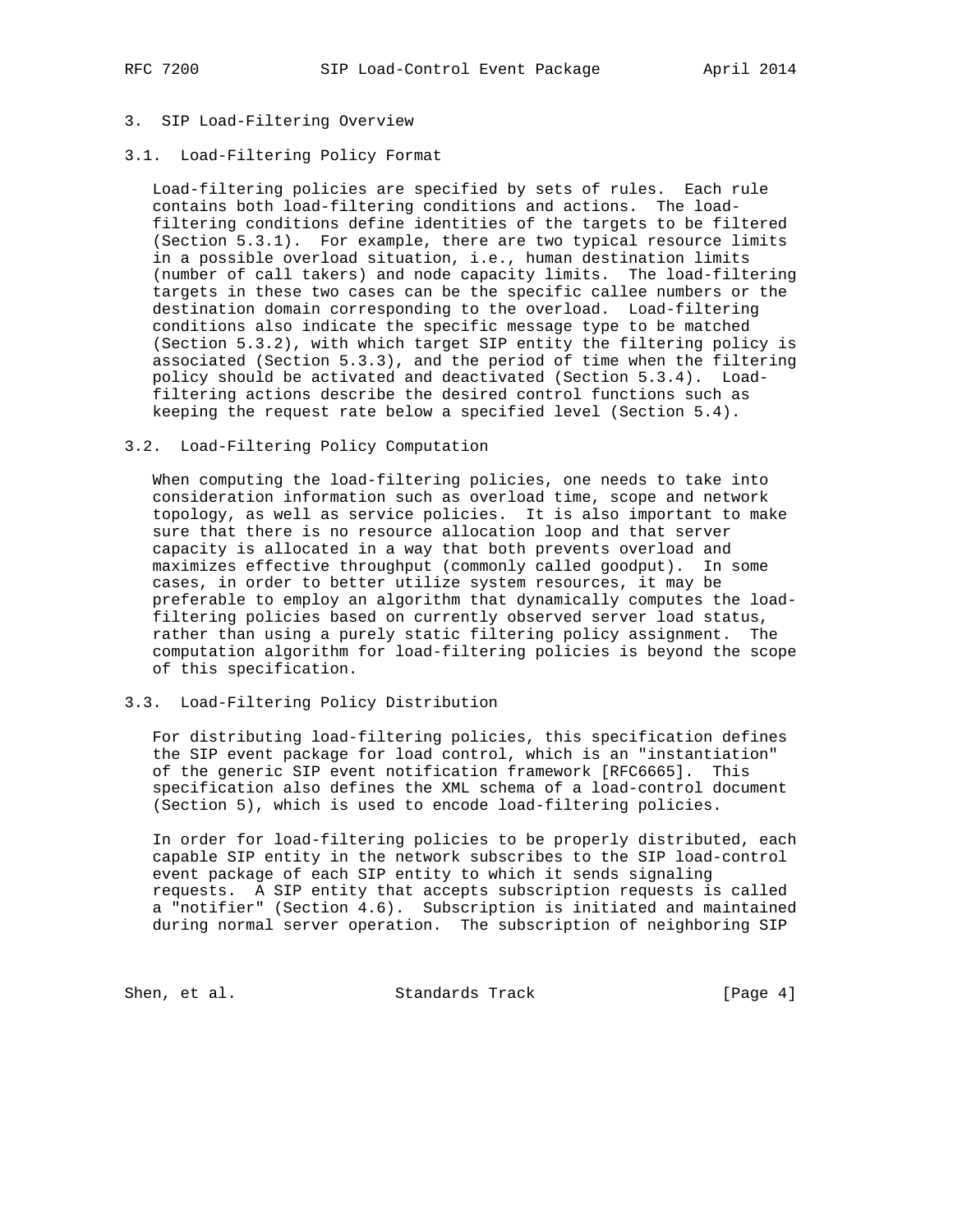## 3. SIP Load-Filtering Overview

### 3.1. Load-Filtering Policy Format

Load-filtering policies are specified by sets of rules. Each rule contains both load-filtering conditions and actions. The load-filtering conditions define identities of the targets to be filtered (Section 5.3.1). For example, there are two typical resource limits in a possible overload situation, i.e., human destination limits (number of call takers) and node capacity limits. The load-filtering targets in these two cases can be the specific callee numbers or the destination domain corresponding to the overload. Load-filtering conditions also indicate the specific message type to be matched (Section 5.3.2), with which target SIP entity the filtering policy is associated (Section 5.3.3), and the period of time when the filtering policy should be activated and deactivated (Section 5.3.4). Load-filtering actions describe the desired control functions such as keeping the request rate below a specified level (Section 5.4).

### 3.2. Load-Filtering Policy Computation

When computing the load-filtering policies, one needs to take into consideration information such as overload time, scope and network topology, as well as service policies. It is also important to make sure that there is no resource allocation loop and that server capacity is allocated in a way that both prevents overload and maximizes effective throughput (commonly called goodput). In some cases, in order to better utilize system resources, it may be preferable to employ an algorithm that dynamically computes the load-filtering policies based on currently observed server load status, rather than using a purely static filtering policy assignment. The computation algorithm for load-filtering policies is beyond the scope of this specification.

### 3.3. Load-Filtering Policy Distribution

For distributing load-filtering policies, this specification defines the SIP event package for load control, which is an "instantiation" of the generic SIP event notification framework [RFC6665]. This specification also defines the XML schema of a load-control document (Section 5), which is used to encode load-filtering policies.

In order for load-filtering policies to be properly distributed, each capable SIP entity in the network subscribes to the SIP load-control event package of each SIP entity to which it sends signaling requests. A SIP entity that accepts subscription requests is called a "notifier" (Section 4.6). Subscription is initiated and maintained during normal server operation. The subscription of neighboring SIP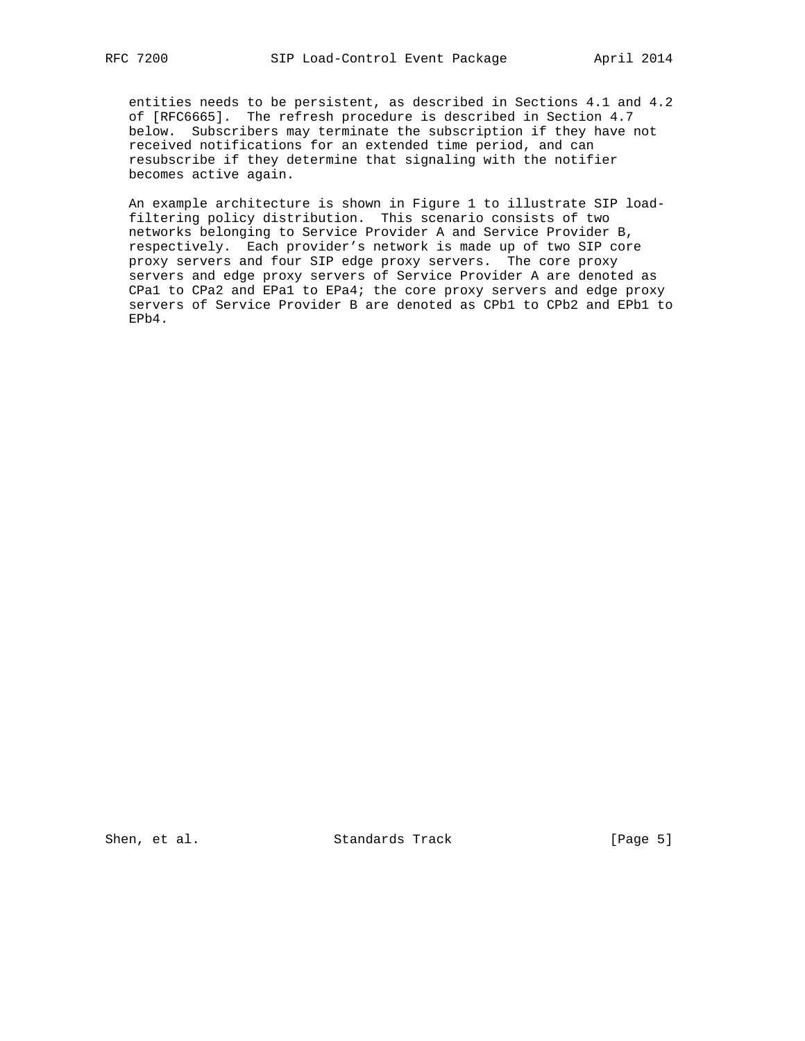entities needs to be persistent, as described in Sections 4.1 and 4.2 of [RFC6665]. The refresh procedure is described in Section 4.7 below. Subscribers may terminate the subscription if they have not received notifications for an extended time period, and can resubscribe if they determine that signaling with the notifier becomes active again.

An example architecture is shown in Figure 1 to illustrate SIP load-filtering policy distribution. This scenario consists of two networks belonging to Service Provider A and Service Provider B, respectively. Each provider's network is made up of two SIP core proxy servers and four SIP edge proxy servers. The core proxy servers and edge proxy servers of Service Provider A are denoted as CPa1 to CPa2 and EPa1 to EPa4; the core proxy servers and edge proxy servers of Service Provider B are denoted as CPb1 to CPb2 and EPb1 to EPb4.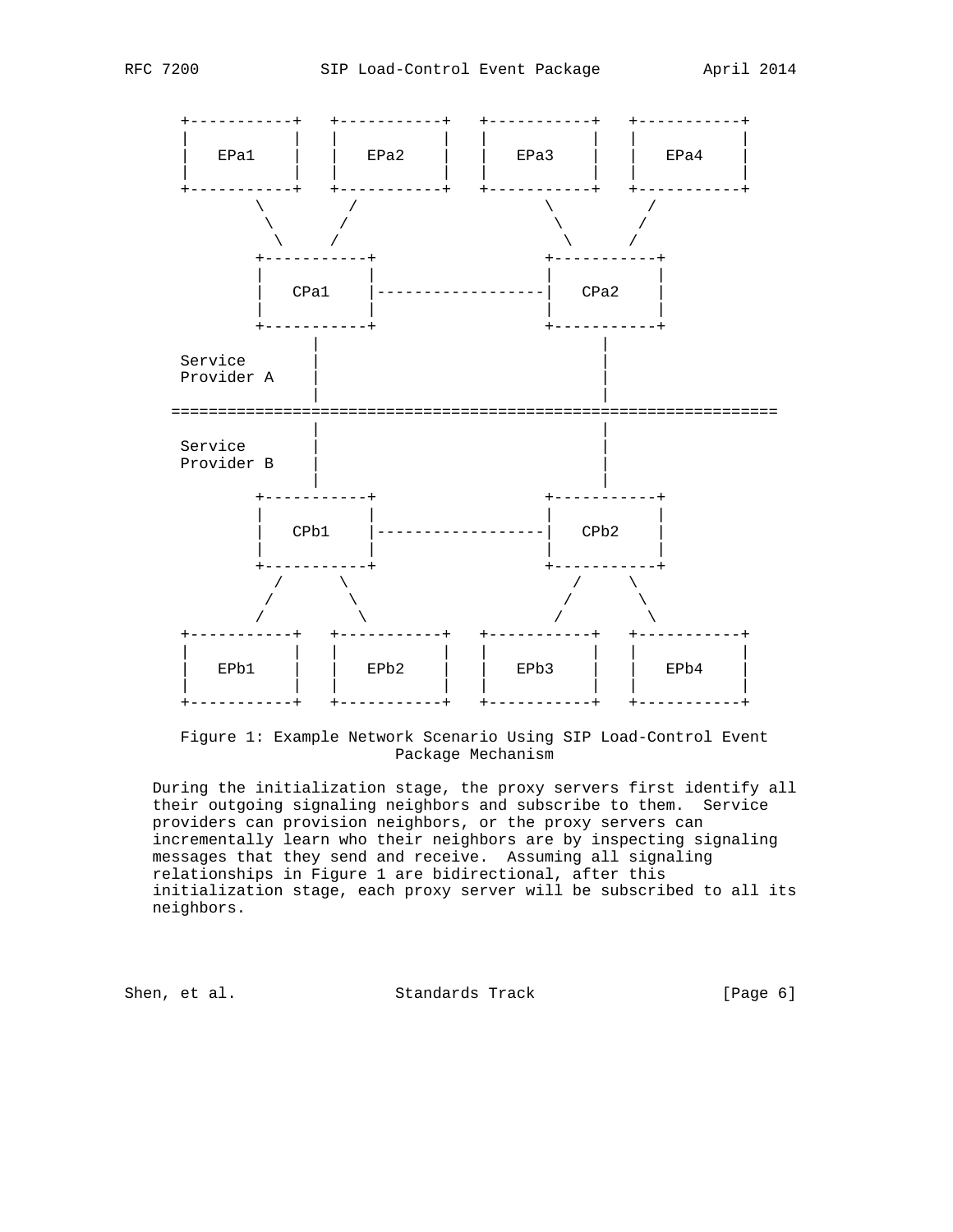```
      +-----------+   +-----------+   +-----------+   +-----------+
      |           |   |           |   |           |   |           |
      |   EPa1    |   |   EPa2    |   |   EPa3    |   |   EPa4    |
      |           |   |           |   |           |   |           |
      +-----------+   +-----------+   +-----------+   +-----------+
              \          /                    \          /
               \        /                      \        /
                \      /                        \      /
             +-----------+                  +-----------+
             |           |                  |           |
             |   CPa1    |------------------|   CPa2    |
             |           |                  |           |
             +-----------+                  +-----------+
                   |                              |
      Service      |                              |
      Provider A   |                              |
                   |                              |
     ===============================================================
                   |                              |
      Service      |                              |
      Provider B   |                              |
                   |                              |
             +-----------+                  +-----------+
             |           |                  |           |
             |   CPb1    |------------------|   CPb2    |
             |           |                  |           |
             +-----------+                  +-----------+
                /      \                       /     \
               /        \                     /       \
              /          \                   /         \
      +-----------+   +-----------+   +-----------+   +-----------+
      |           |   |           |   |           |   |           |
      |   EPb1    |   |   EPb2    |   |   EPb3    |   |   EPb4    |
      |           |   |           |   |           |   |           |
      +-----------+   +-----------+   +-----------+   +-----------+
```

Figure 1: Example Network Scenario Using SIP Load-Control Event Package Mechanism

During the initialization stage, the proxy servers first identify all their outgoing signaling neighbors and subscribe to them. Service providers can provision neighbors, or the proxy servers can incrementally learn who their neighbors are by inspecting signaling messages that they send and receive. Assuming all signaling relationships in Figure 1 are bidirectional, after this initialization stage, each proxy server will be subscribed to all its neighbors.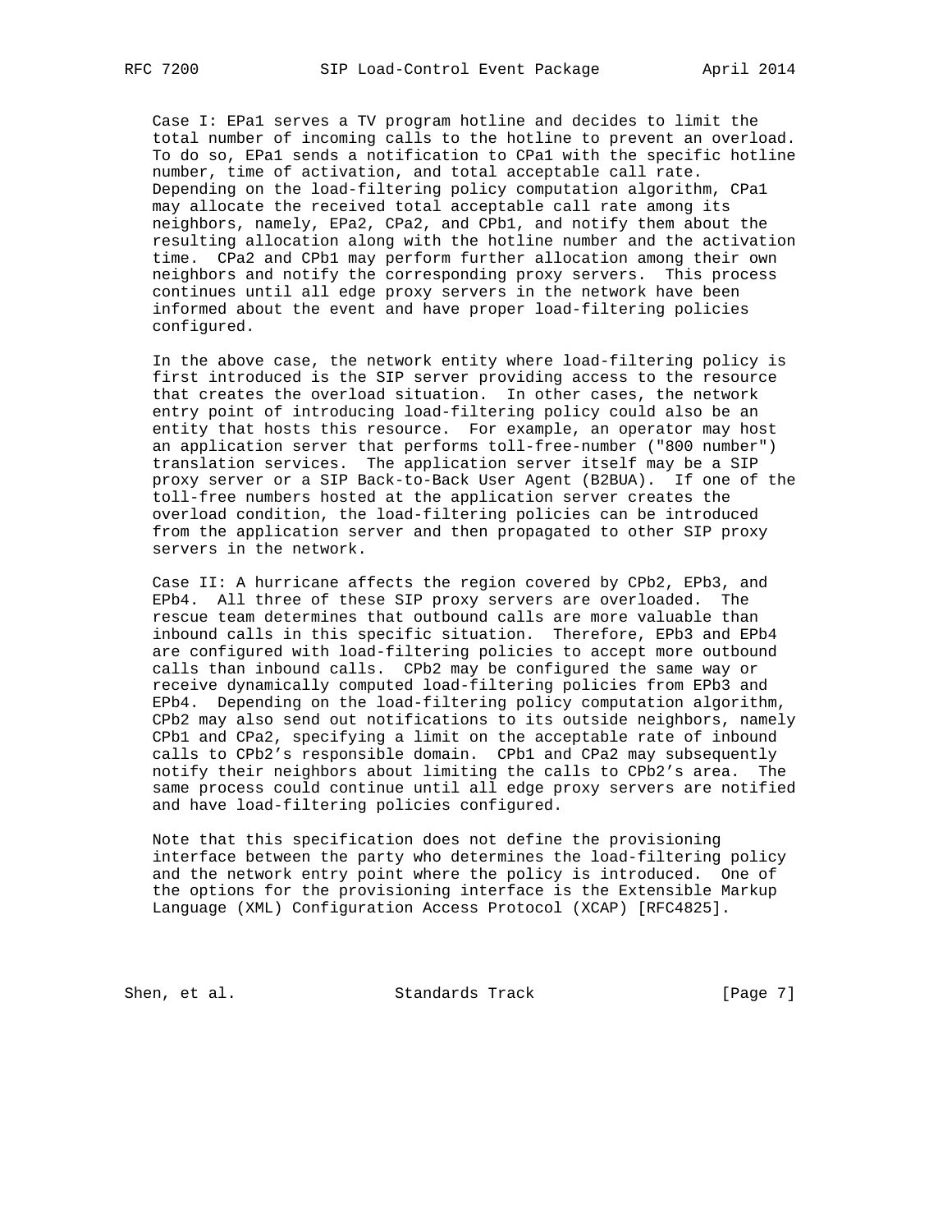Case I: EPa1 serves a TV program hotline and decides to limit the total number of incoming calls to the hotline to prevent an overload. To do so, EPa1 sends a notification to CPa1 with the specific hotline number, time of activation, and total acceptable call rate. Depending on the load-filtering policy computation algorithm, CPa1 may allocate the received total acceptable call rate among its neighbors, namely, EPa2, CPa2, and CPb1, and notify them about the resulting allocation along with the hotline number and the activation time. CPa2 and CPb1 may perform further allocation among their own neighbors and notify the corresponding proxy servers. This process continues until all edge proxy servers in the network have been informed about the event and have proper load-filtering policies configured.

In the above case, the network entity where load-filtering policy is first introduced is the SIP server providing access to the resource that creates the overload situation. In other cases, the network entry point of introducing load-filtering policy could also be an entity that hosts this resource. For example, an operator may host an application server that performs toll-free-number ("800 number") translation services. The application server itself may be a SIP proxy server or a SIP Back-to-Back User Agent (B2BUA). If one of the toll-free numbers hosted at the application server creates the overload condition, the load-filtering policies can be introduced from the application server and then propagated to other SIP proxy servers in the network.

Case II: A hurricane affects the region covered by CPb2, EPb3, and EPb4. All three of these SIP proxy servers are overloaded. The rescue team determines that outbound calls are more valuable than inbound calls in this specific situation. Therefore, EPb3 and EPb4 are configured with load-filtering policies to accept more outbound calls than inbound calls. CPb2 may be configured the same way or receive dynamically computed load-filtering policies from EPb3 and EPb4. Depending on the load-filtering policy computation algorithm, CPb2 may also send out notifications to its outside neighbors, namely CPb1 and CPa2, specifying a limit on the acceptable rate of inbound calls to CPb2's responsible domain. CPb1 and CPa2 may subsequently notify their neighbors about limiting the calls to CPb2's area. The same process could continue until all edge proxy servers are notified and have load-filtering policies configured.

Note that this specification does not define the provisioning interface between the party who determines the load-filtering policy and the network entry point where the policy is introduced. One of the options for the provisioning interface is the Extensible Markup Language (XML) Configuration Access Protocol (XCAP) [RFC4825].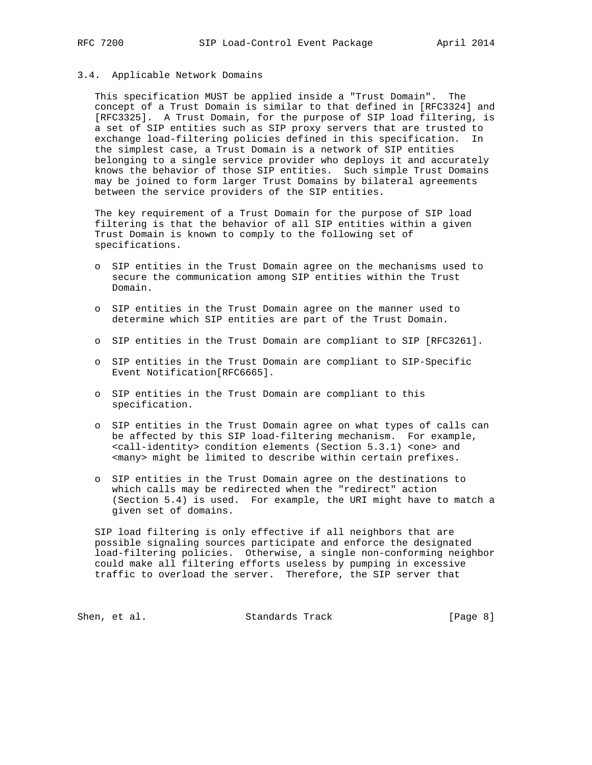### 3.4. Applicable Network Domains

This specification MUST be applied inside a "Trust Domain". The concept of a Trust Domain is similar to that defined in [RFC3324] and [RFC3325]. A Trust Domain, for the purpose of SIP load filtering, is a set of SIP entities such as SIP proxy servers that are trusted to exchange load-filtering policies defined in this specification. In the simplest case, a Trust Domain is a network of SIP entities belonging to a single service provider who deploys it and accurately knows the behavior of those SIP entities. Such simple Trust Domains may be joined to form larger Trust Domains by bilateral agreements between the service providers of the SIP entities.

The key requirement of a Trust Domain for the purpose of SIP load filtering is that the behavior of all SIP entities within a given Trust Domain is known to comply to the following set of specifications.

- SIP entities in the Trust Domain agree on the mechanisms used to secure the communication among SIP entities within the Trust Domain.
- SIP entities in the Trust Domain agree on the manner used to determine which SIP entities are part of the Trust Domain.
- SIP entities in the Trust Domain are compliant to SIP [RFC3261].
- SIP entities in the Trust Domain are compliant to SIP-Specific Event Notification[RFC6665].
- SIP entities in the Trust Domain are compliant to this specification.
- SIP entities in the Trust Domain agree on what types of calls can be affected by this SIP load-filtering mechanism. For example, <call-identity> condition elements (Section 5.3.1) <one> and <many> might be limited to describe within certain prefixes.
- SIP entities in the Trust Domain agree on the destinations to which calls may be redirected when the "redirect" action (Section 5.4) is used. For example, the URI might have to match a given set of domains.

SIP load filtering is only effective if all neighbors that are possible signaling sources participate and enforce the designated load-filtering policies. Otherwise, a single non-conforming neighbor could make all filtering efforts useless by pumping in excessive traffic to overload the server. Therefore, the SIP server that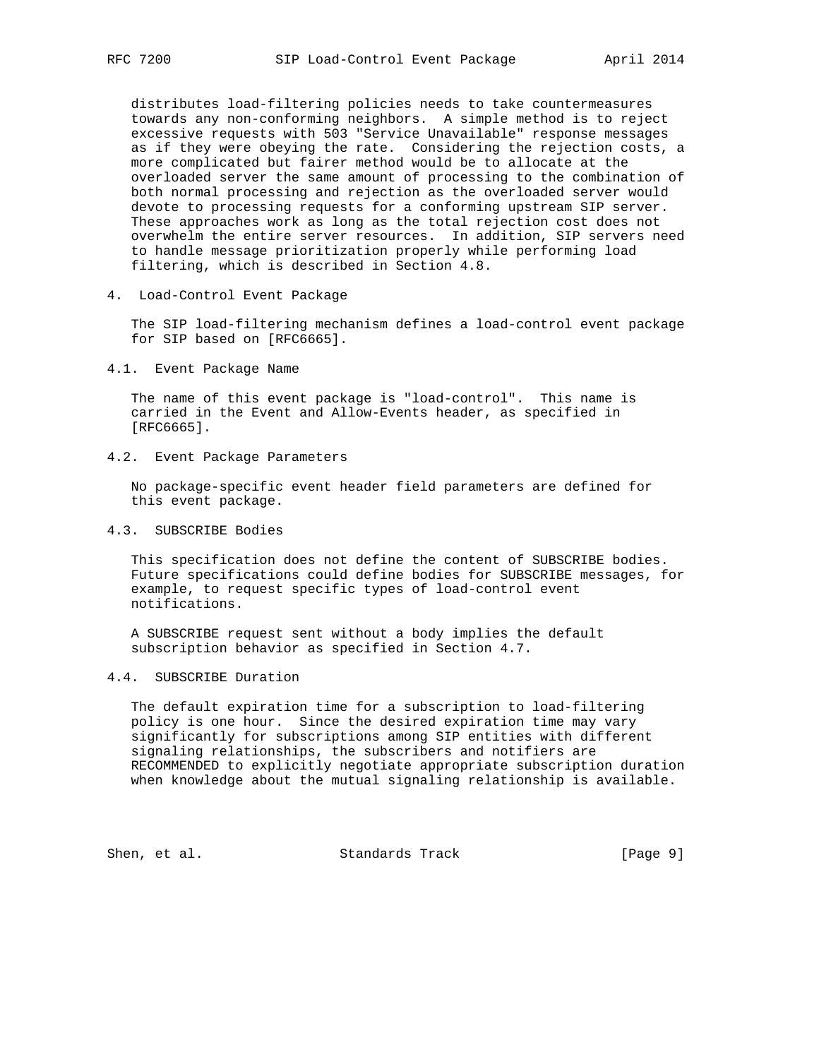distributes load-filtering policies needs to take countermeasures towards any non-conforming neighbors. A simple method is to reject excessive requests with 503 "Service Unavailable" response messages as if they were obeying the rate. Considering the rejection costs, a more complicated but fairer method would be to allocate at the overloaded server the same amount of processing to the combination of both normal processing and rejection as the overloaded server would devote to processing requests for a conforming upstream SIP server. These approaches work as long as the total rejection cost does not overwhelm the entire server resources. In addition, SIP servers need to handle message prioritization properly while performing load filtering, which is described in Section 4.8.

# 4. Load-Control Event Package

The SIP load-filtering mechanism defines a load-control event package for SIP based on [RFC6665].

## 4.1. Event Package Name

The name of this event package is "load-control". This name is carried in the Event and Allow-Events header, as specified in [RFC6665].

## 4.2. Event Package Parameters

No package-specific event header field parameters are defined for this event package.

## 4.3. SUBSCRIBE Bodies

This specification does not define the content of SUBSCRIBE bodies. Future specifications could define bodies for SUBSCRIBE messages, for example, to request specific types of load-control event notifications.

A SUBSCRIBE request sent without a body implies the default subscription behavior as specified in Section 4.7.

## 4.4. SUBSCRIBE Duration

The default expiration time for a subscription to load-filtering policy is one hour. Since the desired expiration time may vary significantly for subscriptions among SIP entities with different signaling relationships, the subscribers and notifiers are RECOMMENDED to explicitly negotiate appropriate subscription duration when knowledge about the mutual signaling relationship is available.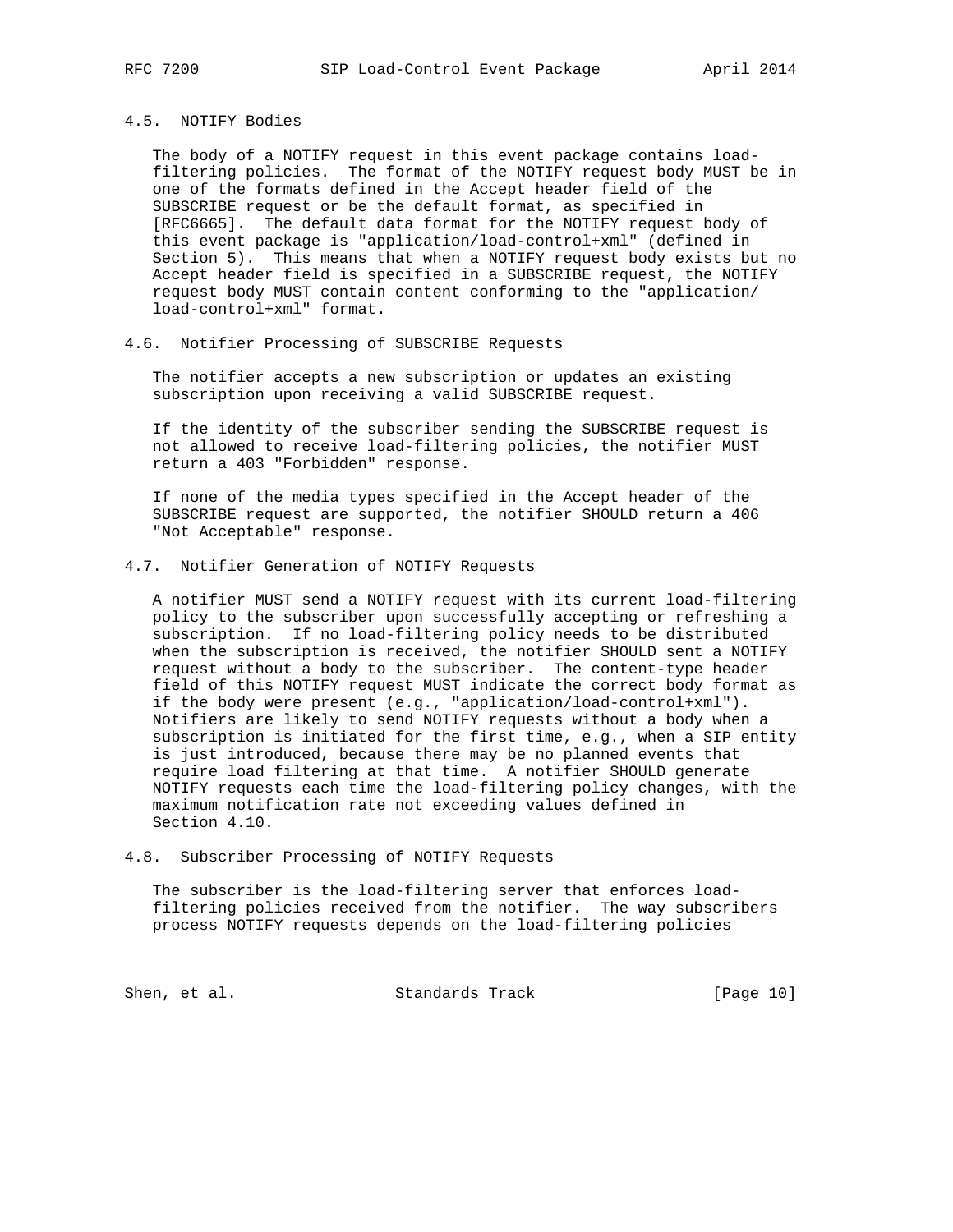### 4.5. NOTIFY Bodies

The body of a NOTIFY request in this event package contains load-filtering policies. The format of the NOTIFY request body MUST be in one of the formats defined in the Accept header field of the SUBSCRIBE request or be the default format, as specified in [RFC6665]. The default data format for the NOTIFY request body of this event package is "application/load-control+xml" (defined in Section 5). This means that when a NOTIFY request body exists but no Accept header field is specified in a SUBSCRIBE request, the NOTIFY request body MUST contain content conforming to the "application/load-control+xml" format.

### 4.6. Notifier Processing of SUBSCRIBE Requests

The notifier accepts a new subscription or updates an existing subscription upon receiving a valid SUBSCRIBE request.

If the identity of the subscriber sending the SUBSCRIBE request is not allowed to receive load-filtering policies, the notifier MUST return a 403 "Forbidden" response.

If none of the media types specified in the Accept header of the SUBSCRIBE request are supported, the notifier SHOULD return a 406 "Not Acceptable" response.

### 4.7. Notifier Generation of NOTIFY Requests

A notifier MUST send a NOTIFY request with its current load-filtering policy to the subscriber upon successfully accepting or refreshing a subscription. If no load-filtering policy needs to be distributed when the subscription is received, the notifier SHOULD sent a NOTIFY request without a body to the subscriber. The content-type header field of this NOTIFY request MUST indicate the correct body format as if the body were present (e.g., "application/load-control+xml"). Notifiers are likely to send NOTIFY requests without a body when a subscription is initiated for the first time, e.g., when a SIP entity is just introduced, because there may be no planned events that require load filtering at that time. A notifier SHOULD generate NOTIFY requests each time the load-filtering policy changes, with the maximum notification rate not exceeding values defined in Section 4.10.

### 4.8. Subscriber Processing of NOTIFY Requests

The subscriber is the load-filtering server that enforces load-filtering policies received from the notifier. The way subscribers process NOTIFY requests depends on the load-filtering policies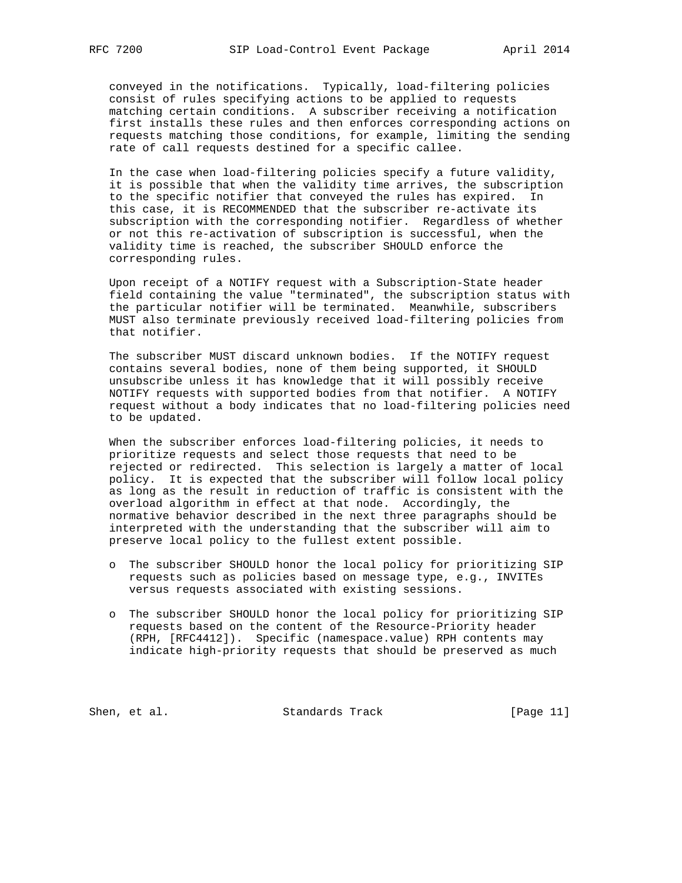conveyed in the notifications. Typically, load-filtering policies consist of rules specifying actions to be applied to requests matching certain conditions. A subscriber receiving a notification first installs these rules and then enforces corresponding actions on requests matching those conditions, for example, limiting the sending rate of call requests destined for a specific callee.

In the case when load-filtering policies specify a future validity, it is possible that when the validity time arrives, the subscription to the specific notifier that conveyed the rules has expired. In this case, it is RECOMMENDED that the subscriber re-activate its subscription with the corresponding notifier. Regardless of whether or not this re-activation of subscription is successful, when the validity time is reached, the subscriber SHOULD enforce the corresponding rules.

Upon receipt of a NOTIFY request with a Subscription-State header field containing the value "terminated", the subscription status with the particular notifier will be terminated. Meanwhile, subscribers MUST also terminate previously received load-filtering policies from that notifier.

The subscriber MUST discard unknown bodies. If the NOTIFY request contains several bodies, none of them being supported, it SHOULD unsubscribe unless it has knowledge that it will possibly receive NOTIFY requests with supported bodies from that notifier. A NOTIFY request without a body indicates that no load-filtering policies need to be updated.

When the subscriber enforces load-filtering policies, it needs to prioritize requests and select those requests that need to be rejected or redirected. This selection is largely a matter of local policy. It is expected that the subscriber will follow local policy as long as the result in reduction of traffic is consistent with the overload algorithm in effect at that node. Accordingly, the normative behavior described in the next three paragraphs should be interpreted with the understanding that the subscriber will aim to preserve local policy to the fullest extent possible.

- The subscriber SHOULD honor the local policy for prioritizing SIP requests such as policies based on message type, e.g., INVITEs versus requests associated with existing sessions.

- The subscriber SHOULD honor the local policy for prioritizing SIP requests based on the content of the Resource-Priority header (RPH, [RFC4412]). Specific (namespace.value) RPH contents may indicate high-priority requests that should be preserved as much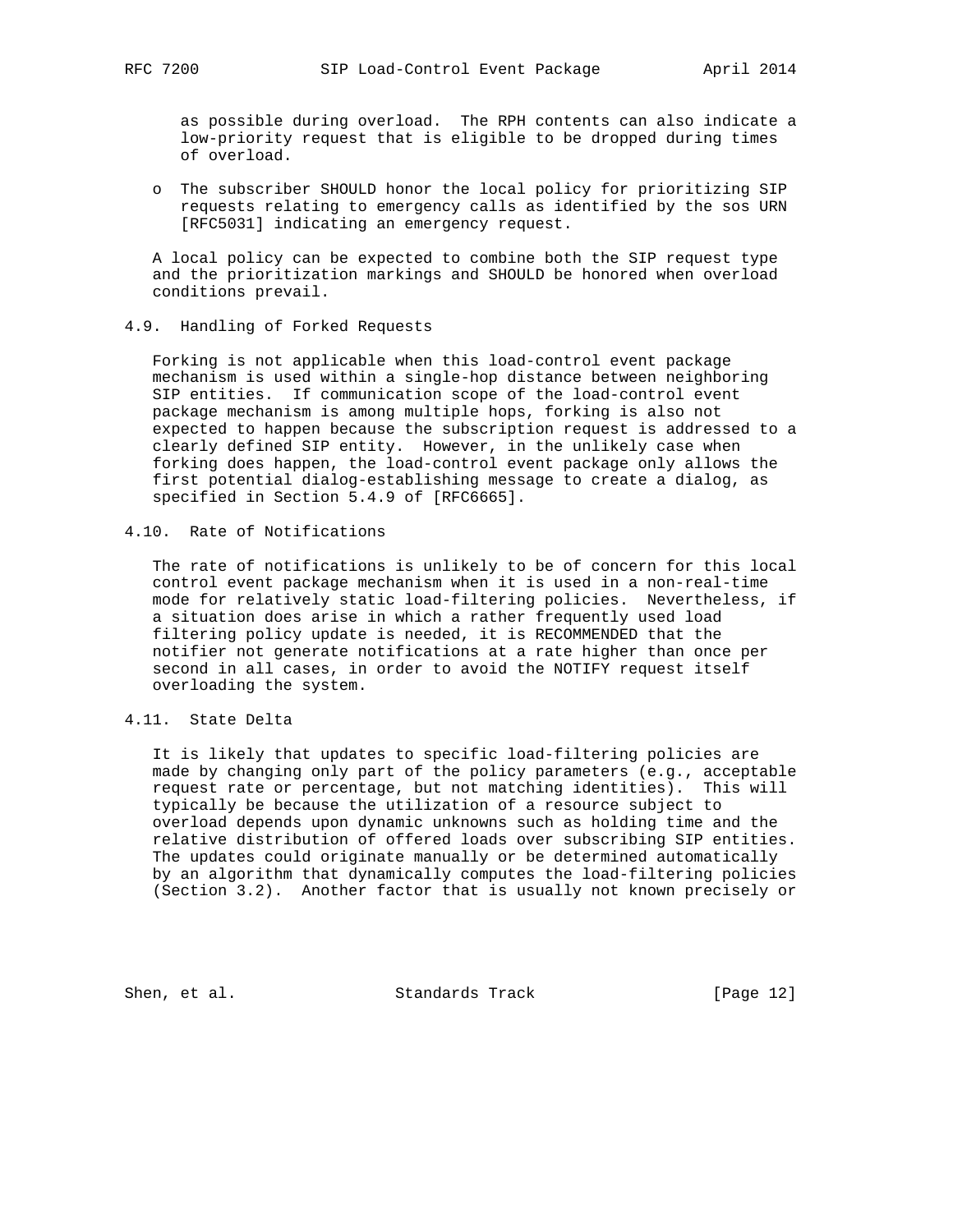as possible during overload. The RPH contents can also indicate a low-priority request that is eligible to be dropped during times of overload.

- The subscriber SHOULD honor the local policy for prioritizing SIP requests relating to emergency calls as identified by the sos URN [RFC5031] indicating an emergency request.

A local policy can be expected to combine both the SIP request type and the prioritization markings and SHOULD be honored when overload conditions prevail.

### 4.9. Handling of Forked Requests

Forking is not applicable when this load-control event package mechanism is used within a single-hop distance between neighboring SIP entities. If communication scope of the load-control event package mechanism is among multiple hops, forking is also not expected to happen because the subscription request is addressed to a clearly defined SIP entity. However, in the unlikely case when forking does happen, the load-control event package only allows the first potential dialog-establishing message to create a dialog, as specified in Section 5.4.9 of [RFC6665].

### 4.10. Rate of Notifications

The rate of notifications is unlikely to be of concern for this local control event package mechanism when it is used in a non-real-time mode for relatively static load-filtering policies. Nevertheless, if a situation does arise in which a rather frequently used load filtering policy update is needed, it is RECOMMENDED that the notifier not generate notifications at a rate higher than once per second in all cases, in order to avoid the NOTIFY request itself overloading the system.

### 4.11. State Delta

It is likely that updates to specific load-filtering policies are made by changing only part of the policy parameters (e.g., acceptable request rate or percentage, but not matching identities). This will typically be because the utilization of a resource subject to overload depends upon dynamic unknowns such as holding time and the relative distribution of offered loads over subscribing SIP entities. The updates could originate manually or be determined automatically by an algorithm that dynamically computes the load-filtering policies (Section 3.2). Another factor that is usually not known precisely or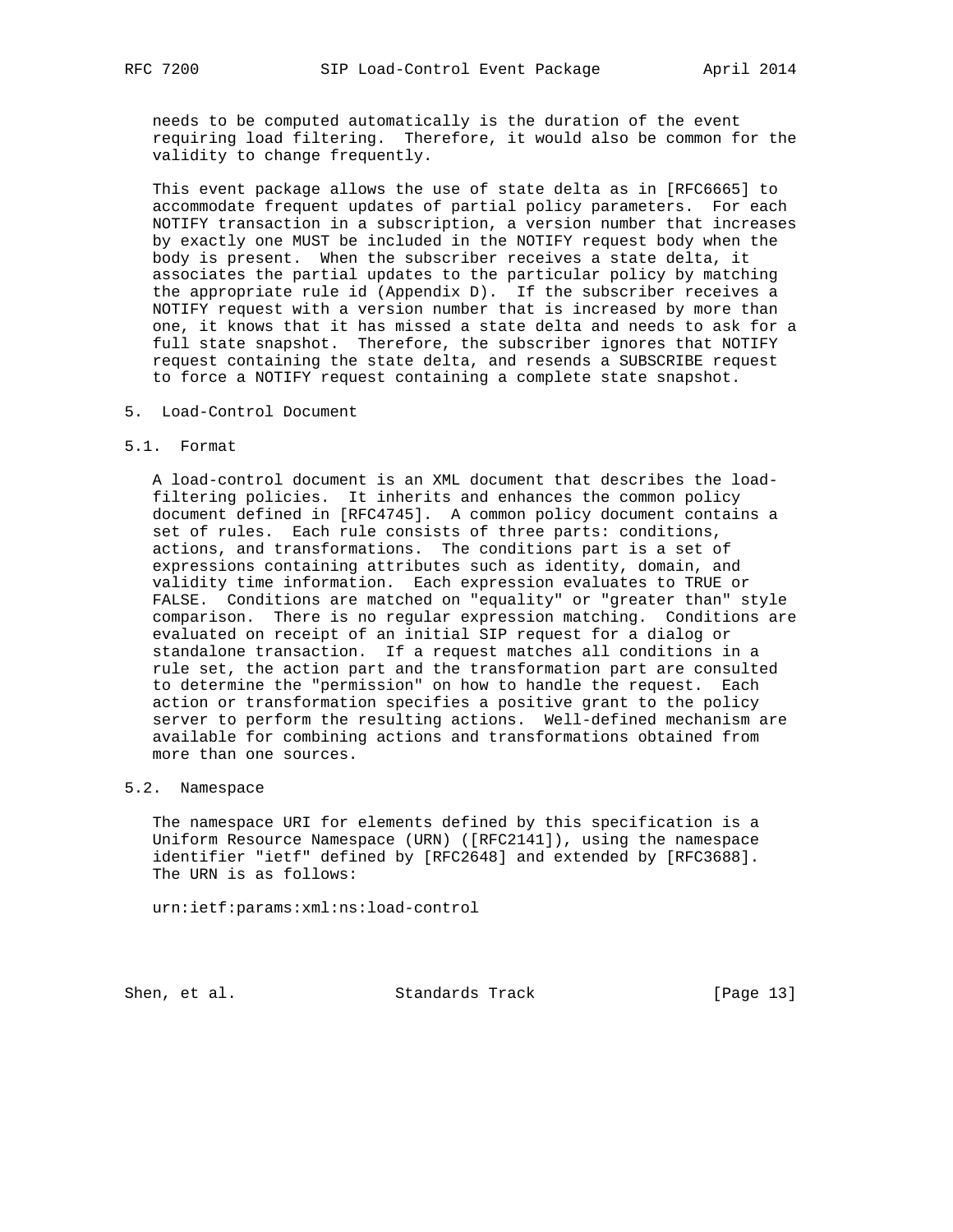needs to be computed automatically is the duration of the event requiring load filtering. Therefore, it would also be common for the validity to change frequently.

This event package allows the use of state delta as in [RFC6665] to accommodate frequent updates of partial policy parameters. For each NOTIFY transaction in a subscription, a version number that increases by exactly one MUST be included in the NOTIFY request body when the body is present. When the subscriber receives a state delta, it associates the partial updates to the particular policy by matching the appropriate rule id (Appendix D). If the subscriber receives a NOTIFY request with a version number that is increased by more than one, it knows that it has missed a state delta and needs to ask for a full state snapshot. Therefore, the subscriber ignores that NOTIFY request containing the state delta, and resends a SUBSCRIBE request to force a NOTIFY request containing a complete state snapshot.

## 5. Load-Control Document

### 5.1. Format

A load-control document is an XML document that describes the load-filtering policies. It inherits and enhances the common policy document defined in [RFC4745]. A common policy document contains a set of rules. Each rule consists of three parts: conditions, actions, and transformations. The conditions part is a set of expressions containing attributes such as identity, domain, and validity time information. Each expression evaluates to TRUE or FALSE. Conditions are matched on "equality" or "greater than" style comparison. There is no regular expression matching. Conditions are evaluated on receipt of an initial SIP request for a dialog or standalone transaction. If a request matches all conditions in a rule set, the action part and the transformation part are consulted to determine the "permission" on how to handle the request. Each action or transformation specifies a positive grant to the policy server to perform the resulting actions. Well-defined mechanism are available for combining actions and transformations obtained from more than one sources.

### 5.2. Namespace

The namespace URI for elements defined by this specification is a Uniform Resource Namespace (URN) ([RFC2141]), using the namespace identifier "ietf" defined by [RFC2648] and extended by [RFC3688]. The URN is as follows:

urn:ietf:params:xml:ns:load-control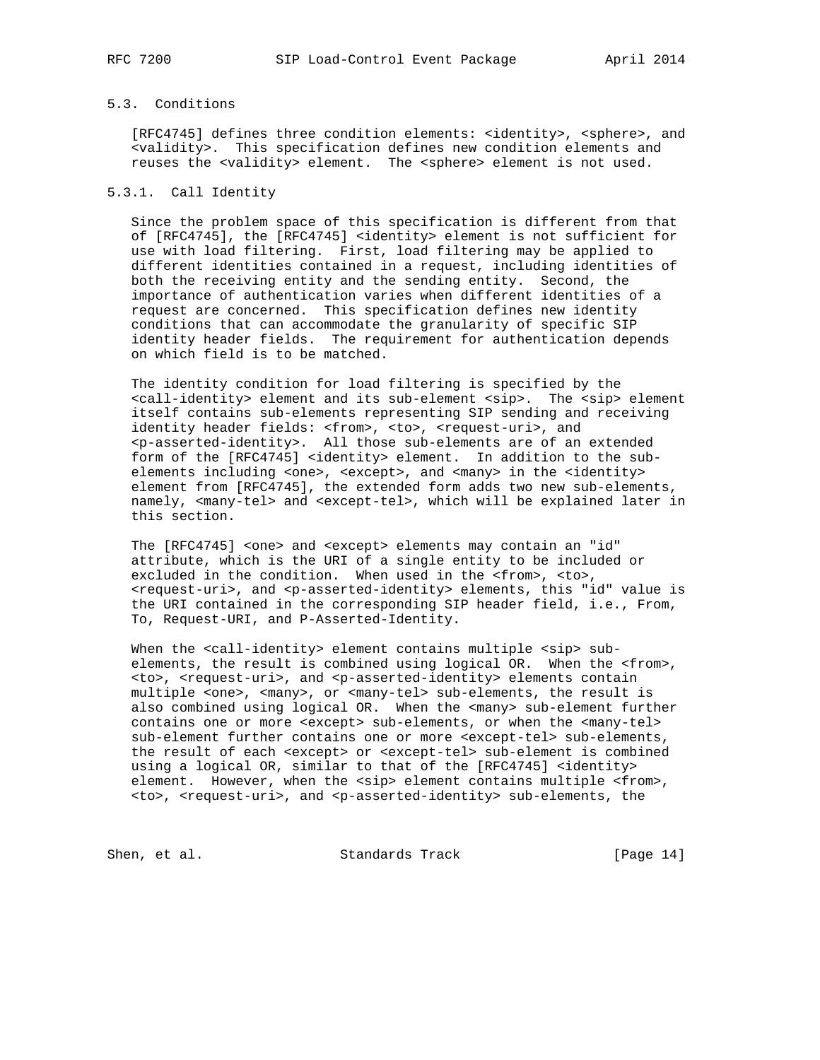### 5.3. Conditions

[RFC4745] defines three condition elements: <identity>, <sphere>, and <validity>. This specification defines new condition elements and reuses the <validity> element. The <sphere> element is not used.

#### 5.3.1. Call Identity

Since the problem space of this specification is different from that of [RFC4745], the [RFC4745] <identity> element is not sufficient for use with load filtering. First, load filtering may be applied to different identities contained in a request, including identities of both the receiving entity and the sending entity. Second, the importance of authentication varies when different identities of a request are concerned. This specification defines new identity conditions that can accommodate the granularity of specific SIP identity header fields. The requirement for authentication depends on which field is to be matched.

The identity condition for load filtering is specified by the <call-identity> element and its sub-element <sip>. The <sip> element itself contains sub-elements representing SIP sending and receiving identity header fields: <from>, <to>, <request-uri>, and <p-asserted-identity>. All those sub-elements are of an extended form of the [RFC4745] <identity> element. In addition to the sub-elements including <one>, <except>, and <many> in the <identity> element from [RFC4745], the extended form adds two new sub-elements, namely, <many-tel> and <except-tel>, which will be explained later in this section.

The [RFC4745] <one> and <except> elements may contain an "id" attribute, which is the URI of a single entity to be included or excluded in the condition. When used in the <from>, <to>, <request-uri>, and <p-asserted-identity> elements, this "id" value is the URI contained in the corresponding SIP header field, i.e., From, To, Request-URI, and P-Asserted-Identity.

When the <call-identity> element contains multiple <sip> sub-elements, the result is combined using logical OR. When the <from>, <to>, <request-uri>, and <p-asserted-identity> elements contain multiple <one>, <many>, or <many-tel> sub-elements, the result is also combined using logical OR. When the <many> sub-element further contains one or more <except> sub-elements, or when the <many-tel> sub-element further contains one or more <except-tel> sub-elements, the result of each <except> or <except-tel> sub-element is combined using a logical OR, similar to that of the [RFC4745] <identity> element. However, when the <sip> element contains multiple <from>, <to>, <request-uri>, and <p-asserted-identity> sub-elements, the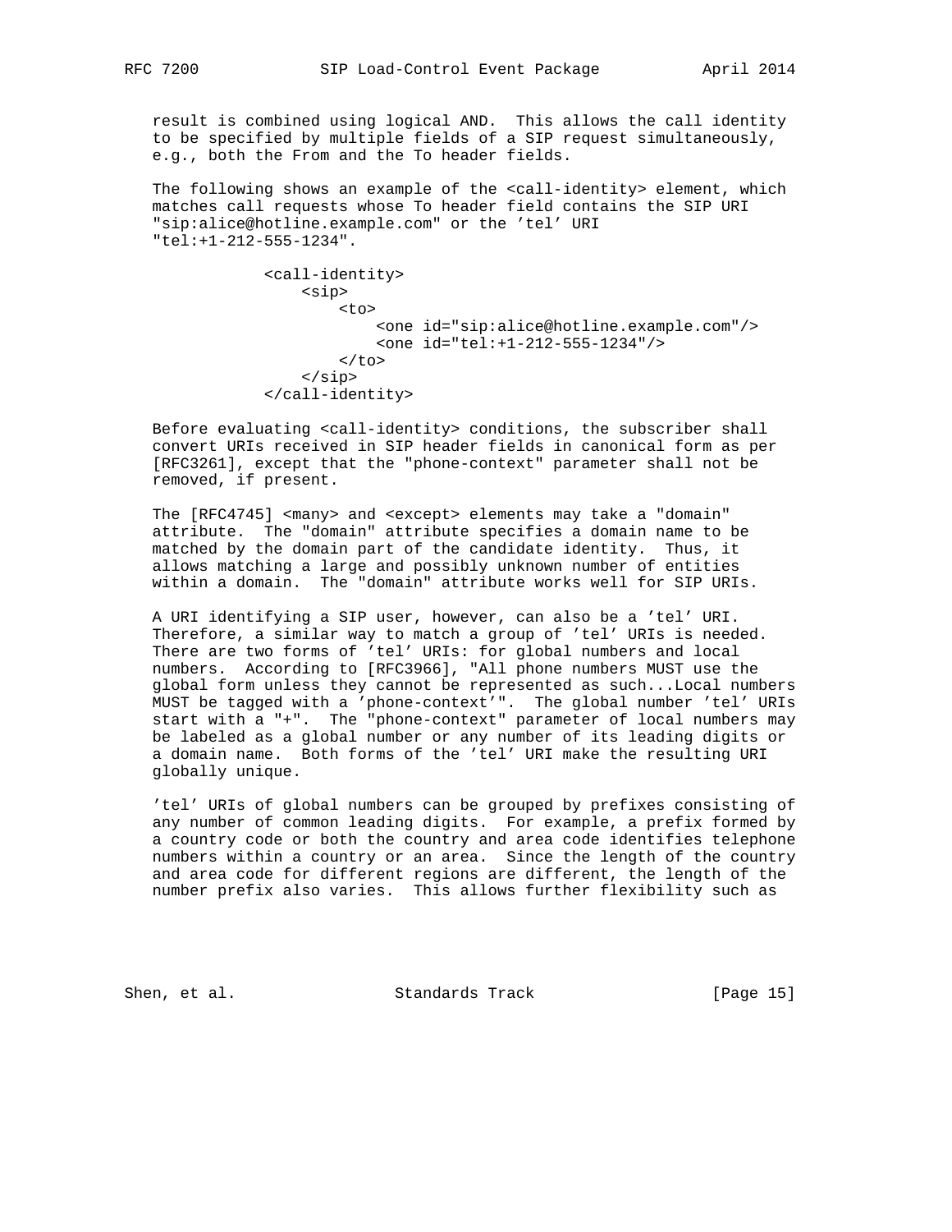result is combined using logical AND. This allows the call identity to be specified by multiple fields of a SIP request simultaneously, e.g., both the From and the To header fields.

The following shows an example of the <call-identity> element, which matches call requests whose To header field contains the SIP URI "sip:alice@hotline.example.com" or the 'tel' URI "tel:+1-212-555-1234".

```
<call-identity>
    <sip>
        <to>
            <one id="sip:alice@hotline.example.com"/>
            <one id="tel:+1-212-555-1234"/>
        </to>
    </sip>
</call-identity>
```

Before evaluating <call-identity> conditions, the subscriber shall convert URIs received in SIP header fields in canonical form as per [RFC3261], except that the "phone-context" parameter shall not be removed, if present.

The [RFC4745] <many> and <except> elements may take a "domain" attribute. The "domain" attribute specifies a domain name to be matched by the domain part of the candidate identity. Thus, it allows matching a large and possibly unknown number of entities within a domain. The "domain" attribute works well for SIP URIs.

A URI identifying a SIP user, however, can also be a 'tel' URI. Therefore, a similar way to match a group of 'tel' URIs is needed. There are two forms of 'tel' URIs: for global numbers and local numbers. According to [RFC3966], "All phone numbers MUST use the global form unless they cannot be represented as such...Local numbers MUST be tagged with a 'phone-context'". The global number 'tel' URIs start with a "+". The "phone-context" parameter of local numbers may be labeled as a global number or any number of its leading digits or a domain name. Both forms of the 'tel' URI make the resulting URI globally unique.

'tel' URIs of global numbers can be grouped by prefixes consisting of any number of common leading digits. For example, a prefix formed by a country code or both the country and area code identifies telephone numbers within a country or an area. Since the length of the country and area code for different regions are different, the length of the number prefix also varies. This allows further flexibility such as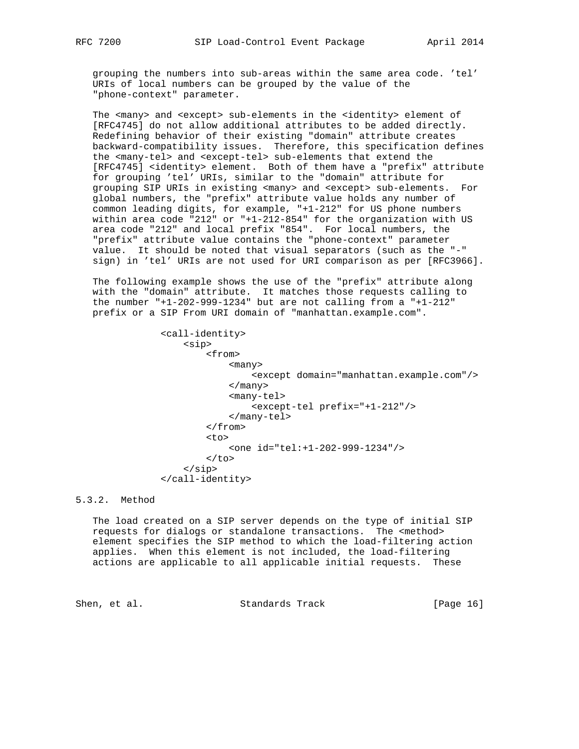grouping the numbers into sub-areas within the same area code. 'tel' URIs of local numbers can be grouped by the value of the "phone-context" parameter.

The <many> and <except> sub-elements in the <identity> element of [RFC4745] do not allow additional attributes to be added directly. Redefining behavior of their existing "domain" attribute creates backward-compatibility issues. Therefore, this specification defines the <many-tel> and <except-tel> sub-elements that extend the [RFC4745] <identity> element. Both of them have a "prefix" attribute for grouping 'tel' URIs, similar to the "domain" attribute for grouping SIP URIs in existing <many> and <except> sub-elements. For global numbers, the "prefix" attribute value holds any number of common leading digits, for example, "+1-212" for US phone numbers within area code "212" or "+1-212-854" for the organization with US area code "212" and local prefix "854". For local numbers, the "prefix" attribute value contains the "phone-context" parameter value. It should be noted that visual separators (such as the "-" sign) in 'tel' URIs are not used for URI comparison as per [RFC3966].

The following example shows the use of the "prefix" attribute along with the "domain" attribute. It matches those requests calling to the number "+1-202-999-1234" but are not calling from a "+1-212" prefix or a SIP From URI domain of "manhattan.example.com".

```
<call-identity>
    <sip>
        <from>
            <many>
                <except domain="manhattan.example.com"/>
            </many>
            <many-tel>
                <except-tel prefix="+1-212"/>
            </many-tel>
        </from>
        <to>
            <one id="tel:+1-202-999-1234"/>
        </to>
    </sip>
</call-identity>
```

### 5.3.2. Method

The load created on a SIP server depends on the type of initial SIP requests for dialogs or standalone transactions. The <method> element specifies the SIP method to which the load-filtering action applies. When this element is not included, the load-filtering actions are applicable to all applicable initial requests. These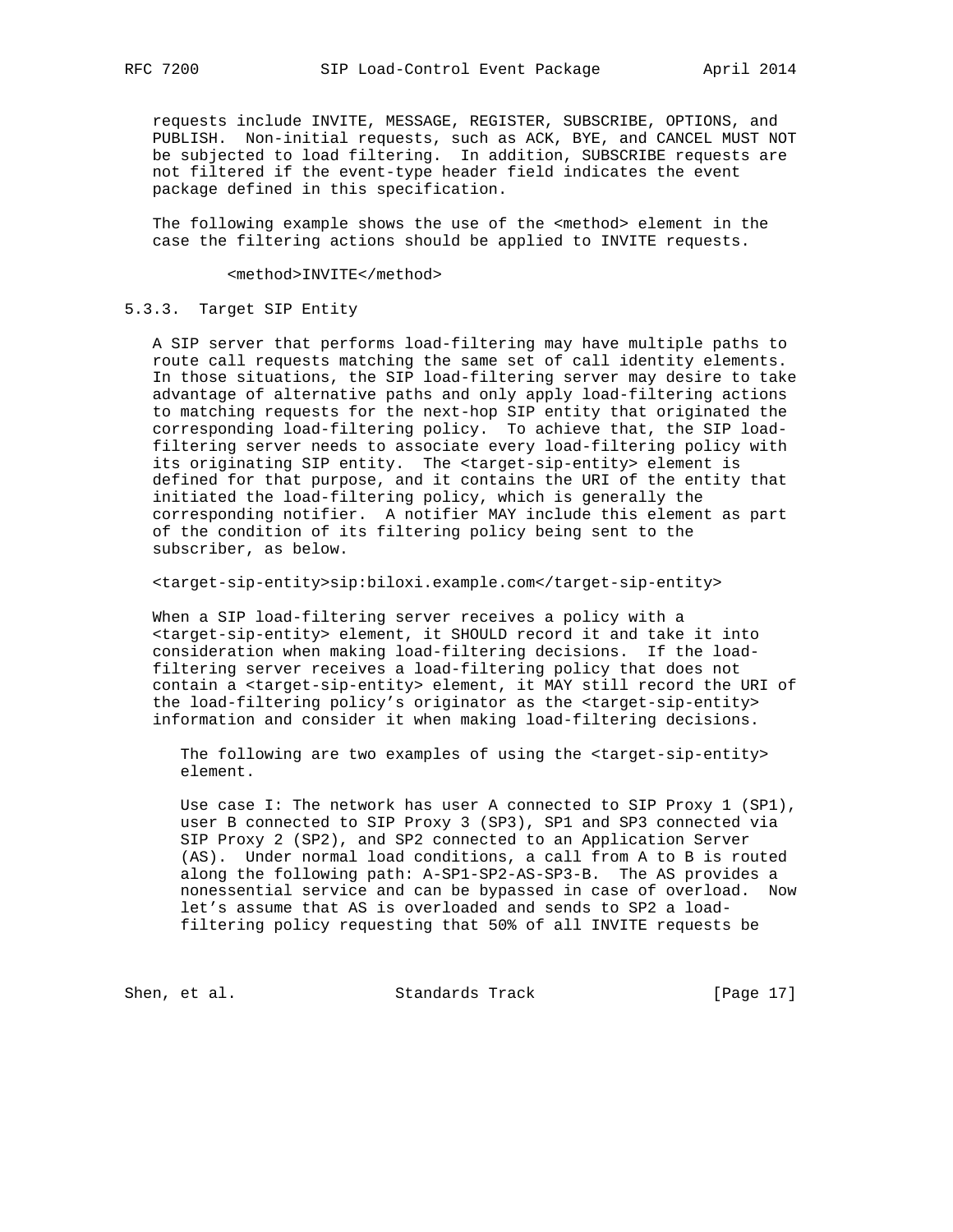requests include INVITE, MESSAGE, REGISTER, SUBSCRIBE, OPTIONS, and PUBLISH. Non-initial requests, such as ACK, BYE, and CANCEL MUST NOT be subjected to load filtering. In addition, SUBSCRIBE requests are not filtered if the event-type header field indicates the event package defined in this specification.

The following example shows the use of the <method> element in the case the filtering actions should be applied to INVITE requests.

```
<method>INVITE</method>
```

### 5.3.3. Target SIP Entity

A SIP server that performs load-filtering may have multiple paths to route call requests matching the same set of call identity elements. In those situations, the SIP load-filtering server may desire to take advantage of alternative paths and only apply load-filtering actions to matching requests for the next-hop SIP entity that originated the corresponding load-filtering policy. To achieve that, the SIP load-filtering server needs to associate every load-filtering policy with its originating SIP entity. The <target-sip-entity> element is defined for that purpose, and it contains the URI of the entity that initiated the load-filtering policy, which is generally the corresponding notifier. A notifier MAY include this element as part of the condition of its filtering policy being sent to the subscriber, as below.

```
<target-sip-entity>sip:biloxi.example.com</target-sip-entity>
```

When a SIP load-filtering server receives a policy with a <target-sip-entity> element, it SHOULD record it and take it into consideration when making load-filtering decisions. If the load-filtering server receives a load-filtering policy that does not contain a <target-sip-entity> element, it MAY still record the URI of the load-filtering policy's originator as the <target-sip-entity> information and consider it when making load-filtering decisions.

The following are two examples of using the <target-sip-entity> element.

Use case I: The network has user A connected to SIP Proxy 1 (SP1), user B connected to SIP Proxy 3 (SP3), SP1 and SP3 connected via SIP Proxy 2 (SP2), and SP2 connected to an Application Server (AS). Under normal load conditions, a call from A to B is routed along the following path: A-SP1-SP2-AS-SP3-B. The AS provides a nonessential service and can be bypassed in case of overload. Now let's assume that AS is overloaded and sends to SP2 a load-filtering policy requesting that 50% of all INVITE requests be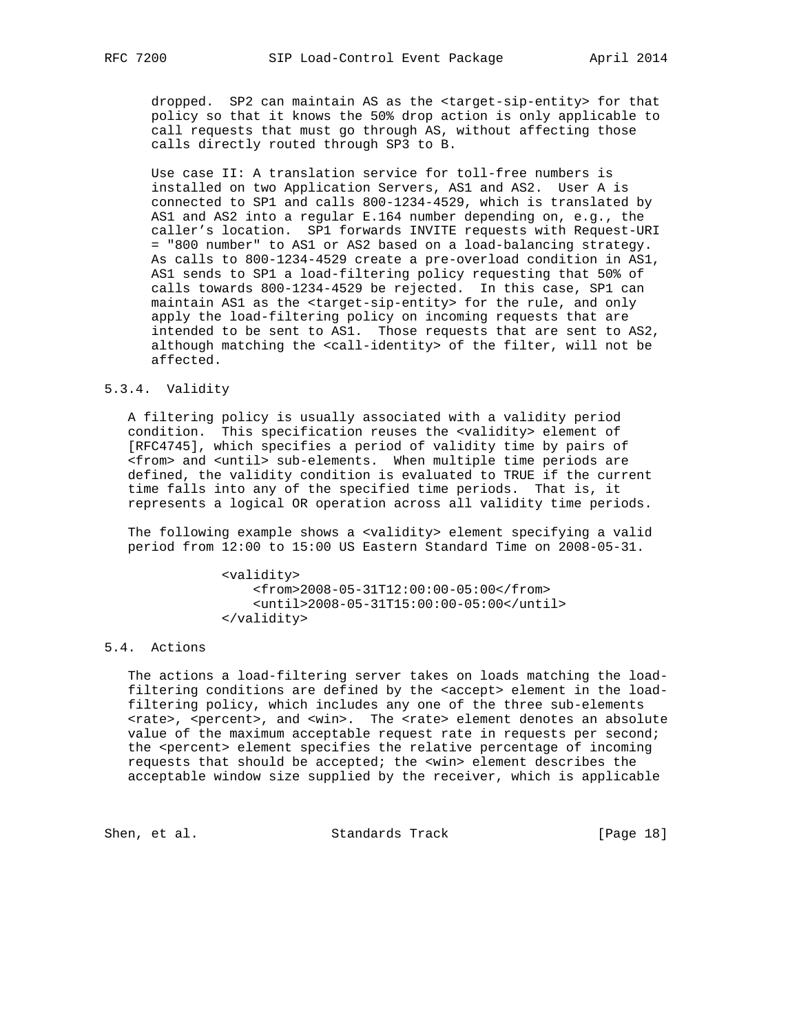dropped. SP2 can maintain AS as the <target-sip-entity> for that policy so that it knows the 50% drop action is only applicable to call requests that must go through AS, without affecting those calls directly routed through SP3 to B.

Use case II: A translation service for toll-free numbers is installed on two Application Servers, AS1 and AS2. User A is connected to SP1 and calls 800-1234-4529, which is translated by AS1 and AS2 into a regular E.164 number depending on, e.g., the caller's location. SP1 forwards INVITE requests with Request-URI = "800 number" to AS1 or AS2 based on a load-balancing strategy. As calls to 800-1234-4529 create a pre-overload condition in AS1, AS1 sends to SP1 a load-filtering policy requesting that 50% of calls towards 800-1234-4529 be rejected. In this case, SP1 can maintain AS1 as the <target-sip-entity> for the rule, and only apply the load-filtering policy on incoming requests that are intended to be sent to AS1. Those requests that are sent to AS2, although matching the <call-identity> of the filter, will not be affected.

### 5.3.4. Validity

A filtering policy is usually associated with a validity period condition. This specification reuses the <validity> element of [RFC4745], which specifies a period of validity time by pairs of <from> and <until> sub-elements. When multiple time periods are defined, the validity condition is evaluated to TRUE if the current time falls into any of the specified time periods. That is, it represents a logical OR operation across all validity time periods.

The following example shows a <validity> element specifying a valid period from 12:00 to 15:00 US Eastern Standard Time on 2008-05-31.

```
<validity>
    <from>2008-05-31T12:00:00-05:00</from>
    <until>2008-05-31T15:00:00-05:00</until>
</validity>
```

## 5.4. Actions

The actions a load-filtering server takes on loads matching the load-filtering conditions are defined by the <accept> element in the load-filtering policy, which includes any one of the three sub-elements <rate>, <percent>, and <win>. The <rate> element denotes an absolute value of the maximum acceptable request rate in requests per second; the <percent> element specifies the relative percentage of incoming requests that should be accepted; the <win> element describes the acceptable window size supplied by the receiver, which is applicable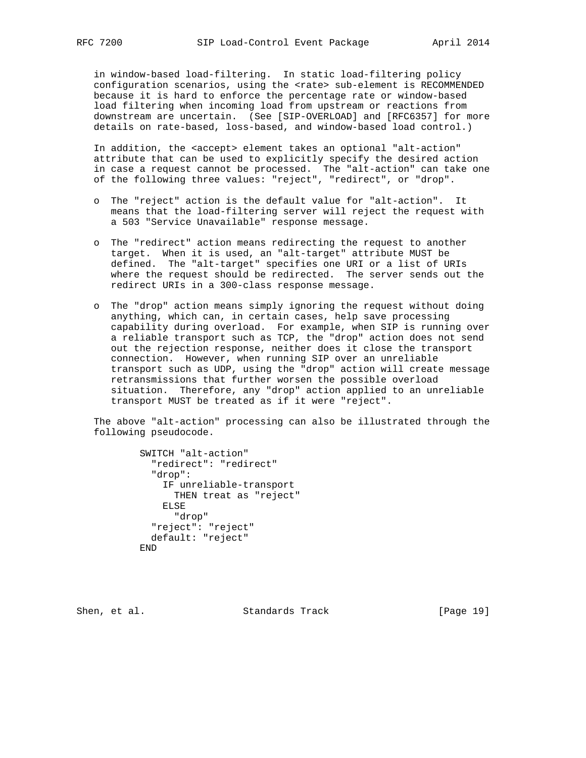in window-based load-filtering. In static load-filtering policy configuration scenarios, using the <rate> sub-element is RECOMMENDED because it is hard to enforce the percentage rate or window-based load filtering when incoming load from upstream or reactions from downstream are uncertain. (See [SIP-OVERLOAD] and [RFC6357] for more details on rate-based, loss-based, and window-based load control.)

In addition, the <accept> element takes an optional "alt-action" attribute that can be used to explicitly specify the desired action in case a request cannot be processed. The "alt-action" can take one of the following three values: "reject", "redirect", or "drop".

- The "reject" action is the default value for "alt-action". It means that the load-filtering server will reject the request with a 503 "Service Unavailable" response message.
- The "redirect" action means redirecting the request to another target. When it is used, an "alt-target" attribute MUST be defined. The "alt-target" specifies one URI or a list of URIs where the request should be redirected. The server sends out the redirect URIs in a 300-class response message.
- The "drop" action means simply ignoring the request without doing anything, which can, in certain cases, help save processing capability during overload. For example, when SIP is running over a reliable transport such as TCP, the "drop" action does not send out the rejection response, neither does it close the transport connection. However, when running SIP over an unreliable transport such as UDP, using the "drop" action will create message retransmissions that further worsen the possible overload situation. Therefore, any "drop" action applied to an unreliable transport MUST be treated as if it were "reject".

The above "alt-action" processing can also be illustrated through the following pseudocode.

```
SWITCH "alt-action"
  "redirect": "redirect"
  "drop":
    IF unreliable-transport
      THEN treat as "reject"
    ELSE
      "drop"
  "reject": "reject"
  default: "reject"
END
```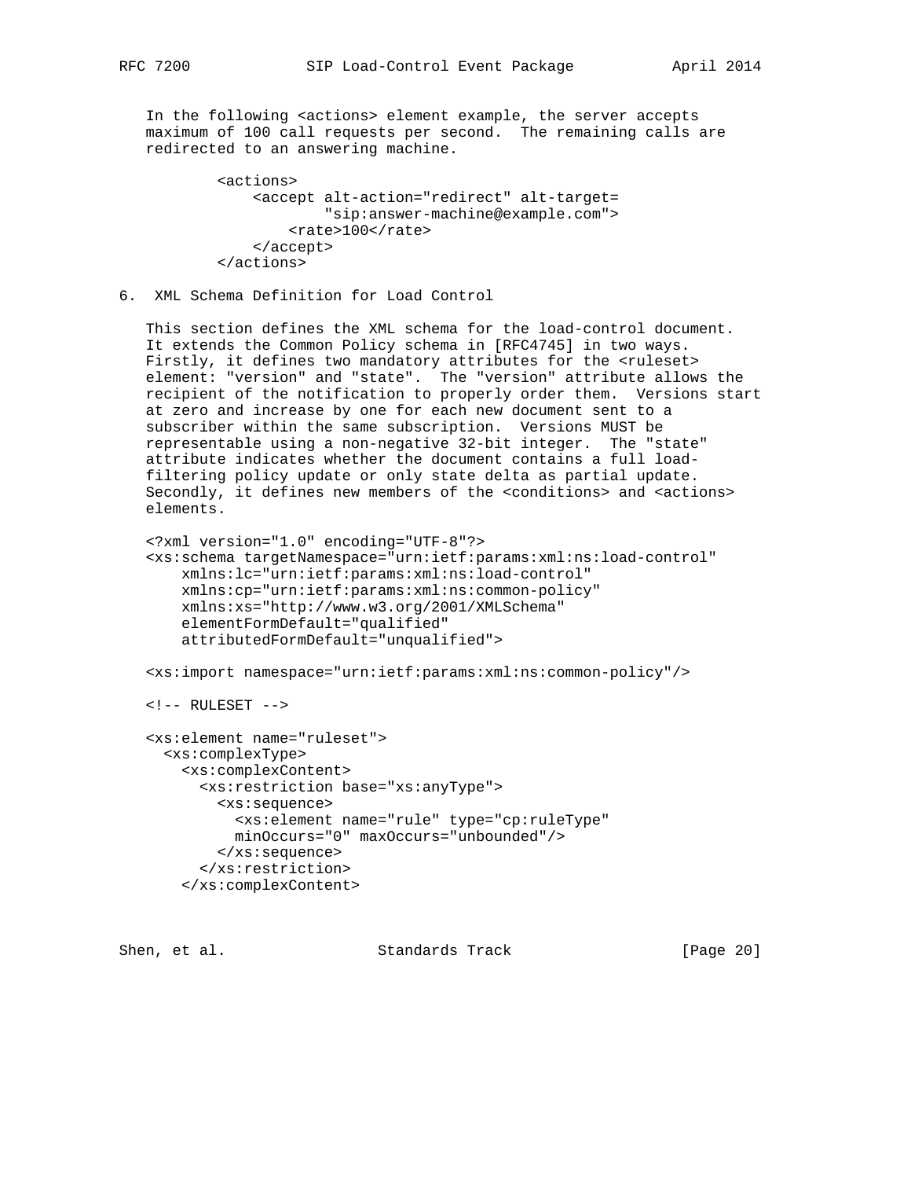In the following <actions> element example, the server accepts maximum of 100 call requests per second. The remaining calls are redirected to an answering machine.

```
<actions>
    <accept alt-action="redirect" alt-target=
            "sip:answer-machine@example.com">
        <rate>100</rate>
    </accept>
</actions>
```

## 6. XML Schema Definition for Load Control

This section defines the XML schema for the load-control document. It extends the Common Policy schema in [RFC4745] in two ways. Firstly, it defines two mandatory attributes for the <ruleset> element: "version" and "state". The "version" attribute allows the recipient of the notification to properly order them. Versions start at zero and increase by one for each new document sent to a subscriber within the same subscription. Versions MUST be representable using a non-negative 32-bit integer. The "state" attribute indicates whether the document contains a full load-filtering policy update or only state delta as partial update. Secondly, it defines new members of the <conditions> and <actions> elements.

```
<?xml version="1.0" encoding="UTF-8"?>
<xs:schema targetNamespace="urn:ietf:params:xml:ns:load-control"
    xmlns:lc="urn:ietf:params:xml:ns:load-control"
    xmlns:cp="urn:ietf:params:xml:ns:common-policy"
    xmlns:xs="http://www.w3.org/2001/XMLSchema"
    elementFormDefault="qualified"
    attributedFormDefault="unqualified">

<xs:import namespace="urn:ietf:params:xml:ns:common-policy"/>

<!-- RULESET -->

<xs:element name="ruleset">
  <xs:complexType>
    <xs:complexContent>
      <xs:restriction base="xs:anyType">
        <xs:sequence>
          <xs:element name="rule" type="cp:ruleType"
          minOccurs="0" maxOccurs="unbounded"/>
        </xs:sequence>
      </xs:restriction>
    </xs:complexContent>
```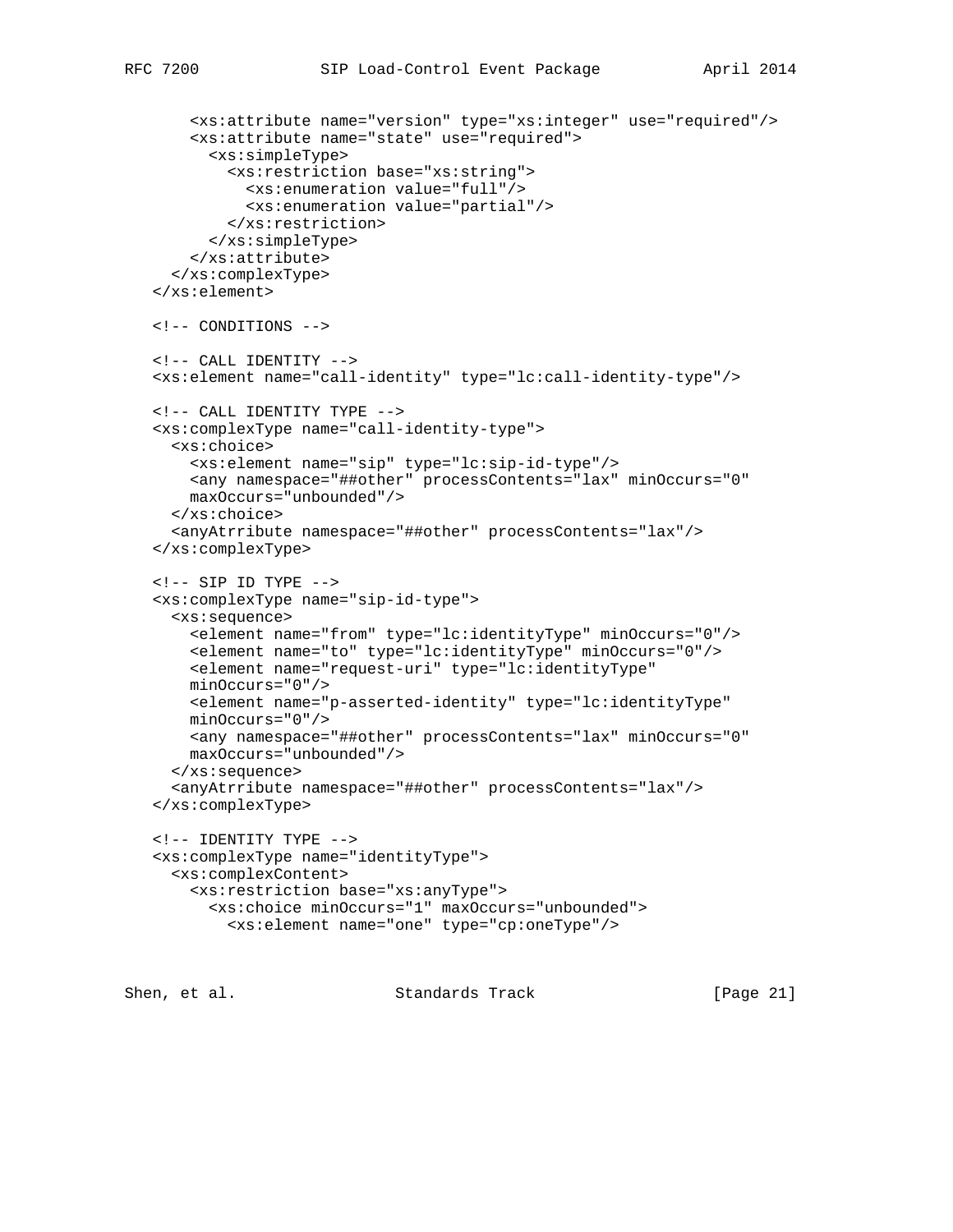```
      <xs:attribute name="version" type="xs:integer" use="required"/>
      <xs:attribute name="state" use="required">
        <xs:simpleType>
          <xs:restriction base="xs:string">
            <xs:enumeration value="full"/>
            <xs:enumeration value="partial"/>
          </xs:restriction>
        </xs:simpleType>
      </xs:attribute>
    </xs:complexType>
  </xs:element>

  <!-- CONDITIONS -->

  <!-- CALL IDENTITY -->
  <xs:element name="call-identity" type="lc:call-identity-type"/>

  <!-- CALL IDENTITY TYPE -->
  <xs:complexType name="call-identity-type">
    <xs:choice>
      <xs:element name="sip" type="lc:sip-id-type"/>
      <any namespace="##other" processContents="lax" minOccurs="0"
      maxOccurs="unbounded"/>
    </xs:choice>
    <anyAtrribute namespace="##other" processContents="lax"/>
  </xs:complexType>

  <!-- SIP ID TYPE -->
  <xs:complexType name="sip-id-type">
    <xs:sequence>
      <element name="from" type="lc:identityType" minOccurs="0"/>
      <element name="to" type="lc:identityType" minOccurs="0"/>
      <element name="request-uri" type="lc:identityType"
      minOccurs="0"/>
      <element name="p-asserted-identity" type="lc:identityType"
      minOccurs="0"/>
      <any namespace="##other" processContents="lax" minOccurs="0"
      maxOccurs="unbounded"/>
    </xs:sequence>
    <anyAtrribute namespace="##other" processContents="lax"/>
  </xs:complexType>

  <!-- IDENTITY TYPE -->
  <xs:complexType name="identityType">
    <xs:complexContent>
      <xs:restriction base="xs:anyType">
        <xs:choice minOccurs="1" maxOccurs="unbounded">
          <xs:element name="one" type="cp:oneType"/>
```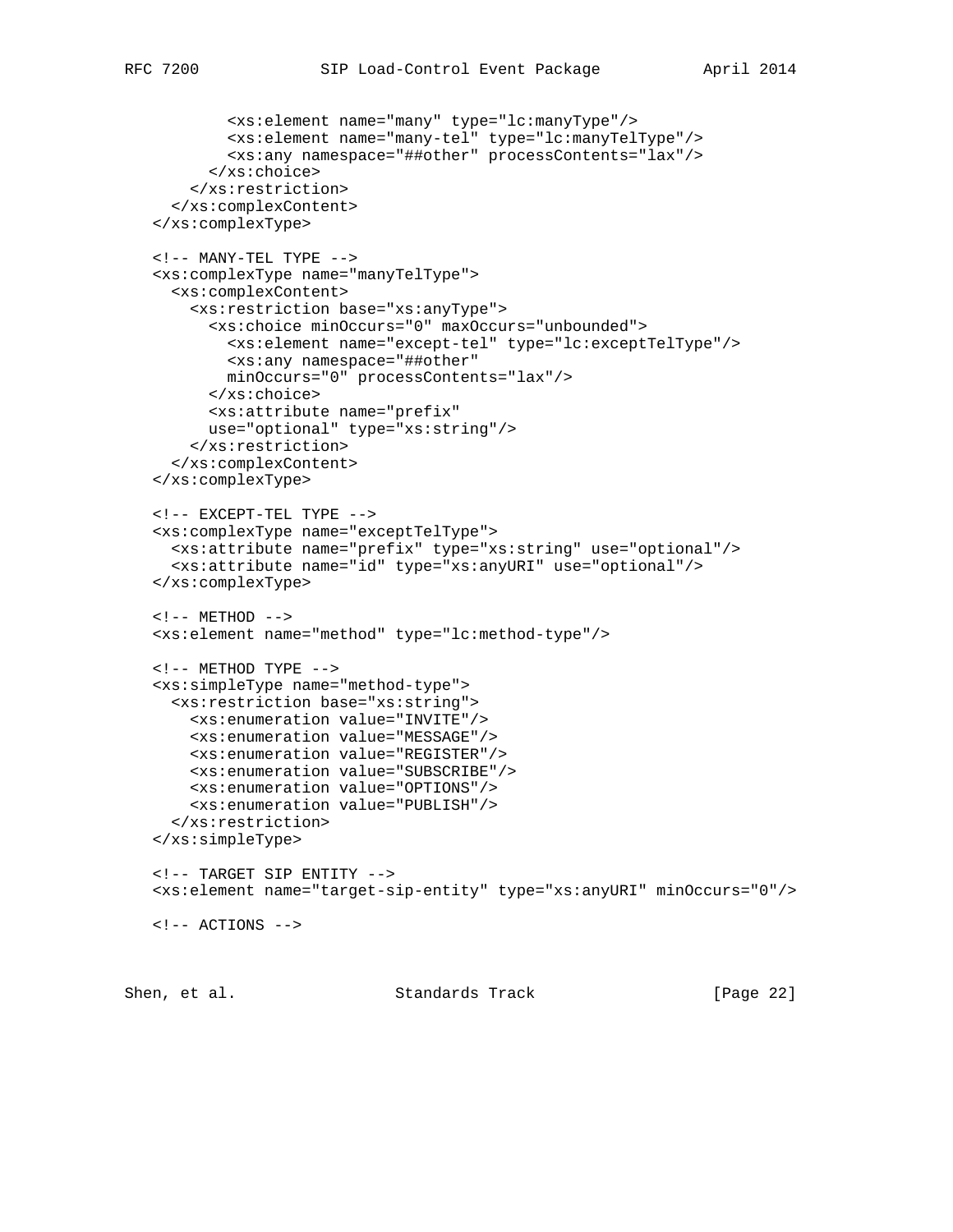```
          <xs:element name="many" type="lc:manyType"/>
          <xs:element name="many-tel" type="lc:manyTelType"/>
          <xs:any namespace="##other" processContents="lax"/>
        </xs:choice>
      </xs:restriction>
    </xs:complexContent>
  </xs:complexType>

  <!-- MANY-TEL TYPE -->
  <xs:complexType name="manyTelType">
    <xs:complexContent>
      <xs:restriction base="xs:anyType">
        <xs:choice minOccurs="0" maxOccurs="unbounded">
          <xs:element name="except-tel" type="lc:exceptTelType"/>
          <xs:any namespace="##other"
          minOccurs="0" processContents="lax"/>
        </xs:choice>
        <xs:attribute name="prefix"
        use="optional" type="xs:string"/>
      </xs:restriction>
    </xs:complexContent>
  </xs:complexType>

  <!-- EXCEPT-TEL TYPE -->
  <xs:complexType name="exceptTelType">
    <xs:attribute name="prefix" type="xs:string" use="optional"/>
    <xs:attribute name="id" type="xs:anyURI" use="optional"/>
  </xs:complexType>

  <!-- METHOD -->
  <xs:element name="method" type="lc:method-type"/>

  <!-- METHOD TYPE -->
  <xs:simpleType name="method-type">
    <xs:restriction base="xs:string">
      <xs:enumeration value="INVITE"/>
      <xs:enumeration value="MESSAGE"/>
      <xs:enumeration value="REGISTER"/>
      <xs:enumeration value="SUBSCRIBE"/>
      <xs:enumeration value="OPTIONS"/>
      <xs:enumeration value="PUBLISH"/>
    </xs:restriction>
  </xs:simpleType>

  <!-- TARGET SIP ENTITY -->
  <xs:element name="target-sip-entity" type="xs:anyURI" minOccurs="0"/>

  <!-- ACTIONS -->
```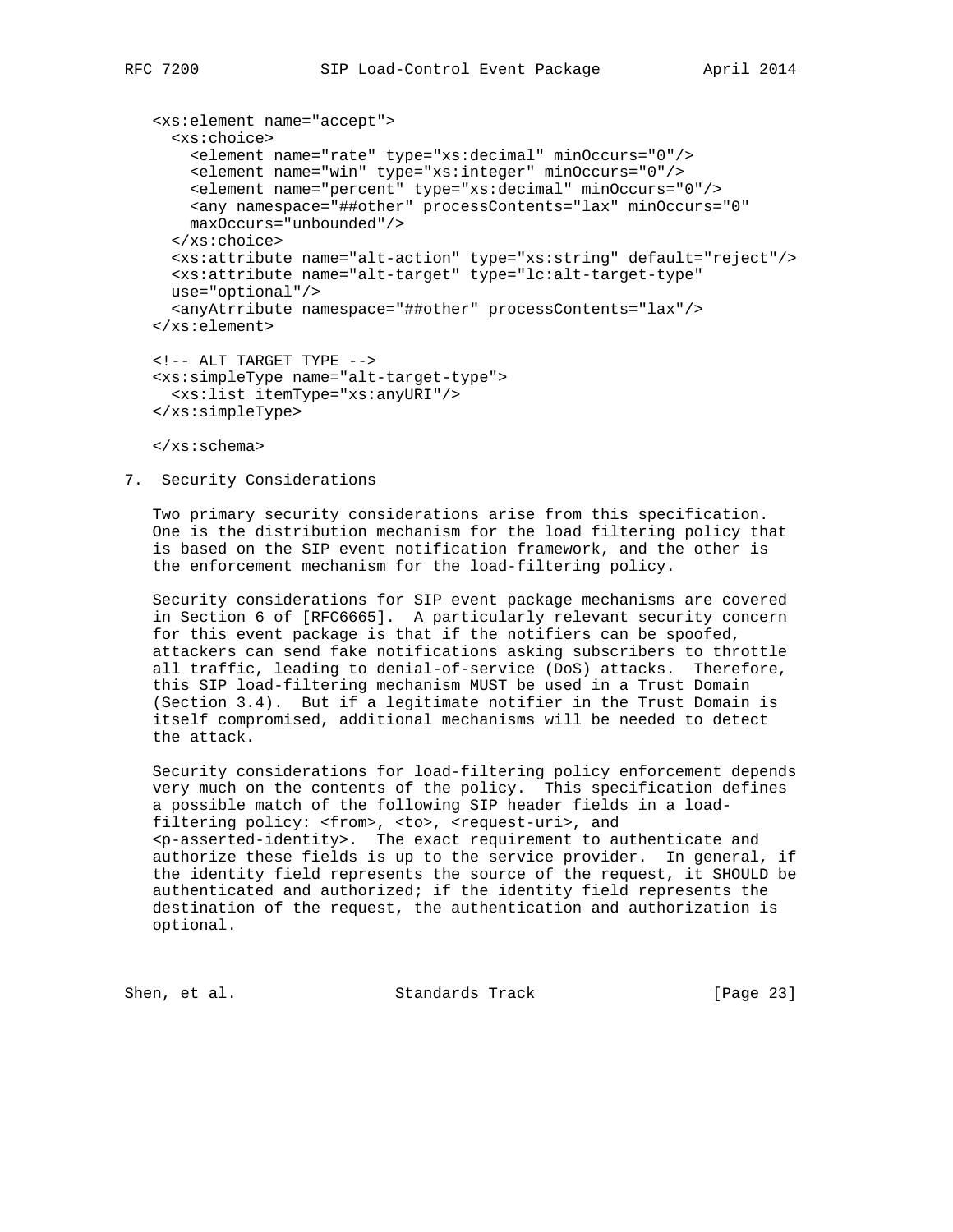```
<xs:element name="accept">
  <xs:choice>
    <element name="rate" type="xs:decimal" minOccurs="0"/>
    <element name="win" type="xs:integer" minOccurs="0"/>
    <element name="percent" type="xs:decimal" minOccurs="0"/>
    <any namespace="##other" processContents="lax" minOccurs="0"
    maxOccurs="unbounded"/>
  </xs:choice>
  <xs:attribute name="alt-action" type="xs:string" default="reject"/>
  <xs:attribute name="alt-target" type="lc:alt-target-type"
  use="optional"/>
  <anyAtrribute namespace="##other" processContents="lax"/>
</xs:element>

<!-- ALT TARGET TYPE -->
<xs:simpleType name="alt-target-type">
  <xs:list itemType="xs:anyURI"/>
</xs:simpleType>

</xs:schema>
```

## 7. Security Considerations

Two primary security considerations arise from this specification. One is the distribution mechanism for the load filtering policy that is based on the SIP event notification framework, and the other is the enforcement mechanism for the load-filtering policy.

Security considerations for SIP event package mechanisms are covered in Section 6 of [RFC6665]. A particularly relevant security concern for this event package is that if the notifiers can be spoofed, attackers can send fake notifications asking subscribers to throttle all traffic, leading to denial-of-service (DoS) attacks. Therefore, this SIP load-filtering mechanism MUST be used in a Trust Domain (Section 3.4). But if a legitimate notifier in the Trust Domain is itself compromised, additional mechanisms will be needed to detect the attack.

Security considerations for load-filtering policy enforcement depends very much on the contents of the policy. This specification defines a possible match of the following SIP header fields in a load-filtering policy: <from>, <to>, <request-uri>, and <p-asserted-identity>. The exact requirement to authenticate and authorize these fields is up to the service provider. In general, if the identity field represents the source of the request, it SHOULD be authenticated and authorized; if the identity field represents the destination of the request, the authentication and authorization is optional.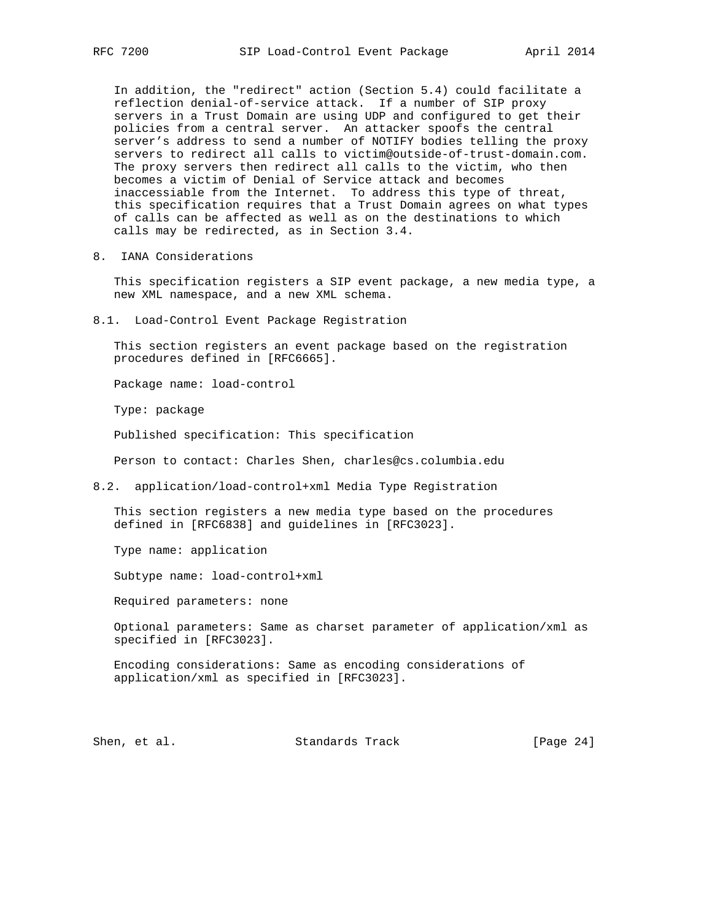In addition, the "redirect" action (Section 5.4) could facilitate a reflection denial-of-service attack. If a number of SIP proxy servers in a Trust Domain are using UDP and configured to get their policies from a central server. An attacker spoofs the central server's address to send a number of NOTIFY bodies telling the proxy servers to redirect all calls to victim@outside-of-trust-domain.com. The proxy servers then redirect all calls to the victim, who then becomes a victim of Denial of Service attack and becomes inaccessible from the Internet. To address this type of threat, this specification requires that a Trust Domain agrees on what types of calls can be affected as well as on the destinations to which calls may be redirected, as in Section 3.4.

## 8. IANA Considerations

This specification registers a SIP event package, a new media type, a new XML namespace, and a new XML schema.

### 8.1. Load-Control Event Package Registration

This section registers an event package based on the registration procedures defined in [RFC6665].

Package name: load-control

Type: package

Published specification: This specification

Person to contact: Charles Shen, charles@cs.columbia.edu

### 8.2. application/load-control+xml Media Type Registration

This section registers a new media type based on the procedures defined in [RFC6838] and guidelines in [RFC3023].

Type name: application

Subtype name: load-control+xml

Required parameters: none

Optional parameters: Same as charset parameter of application/xml as specified in [RFC3023].

Encoding considerations: Same as encoding considerations of application/xml as specified in [RFC3023].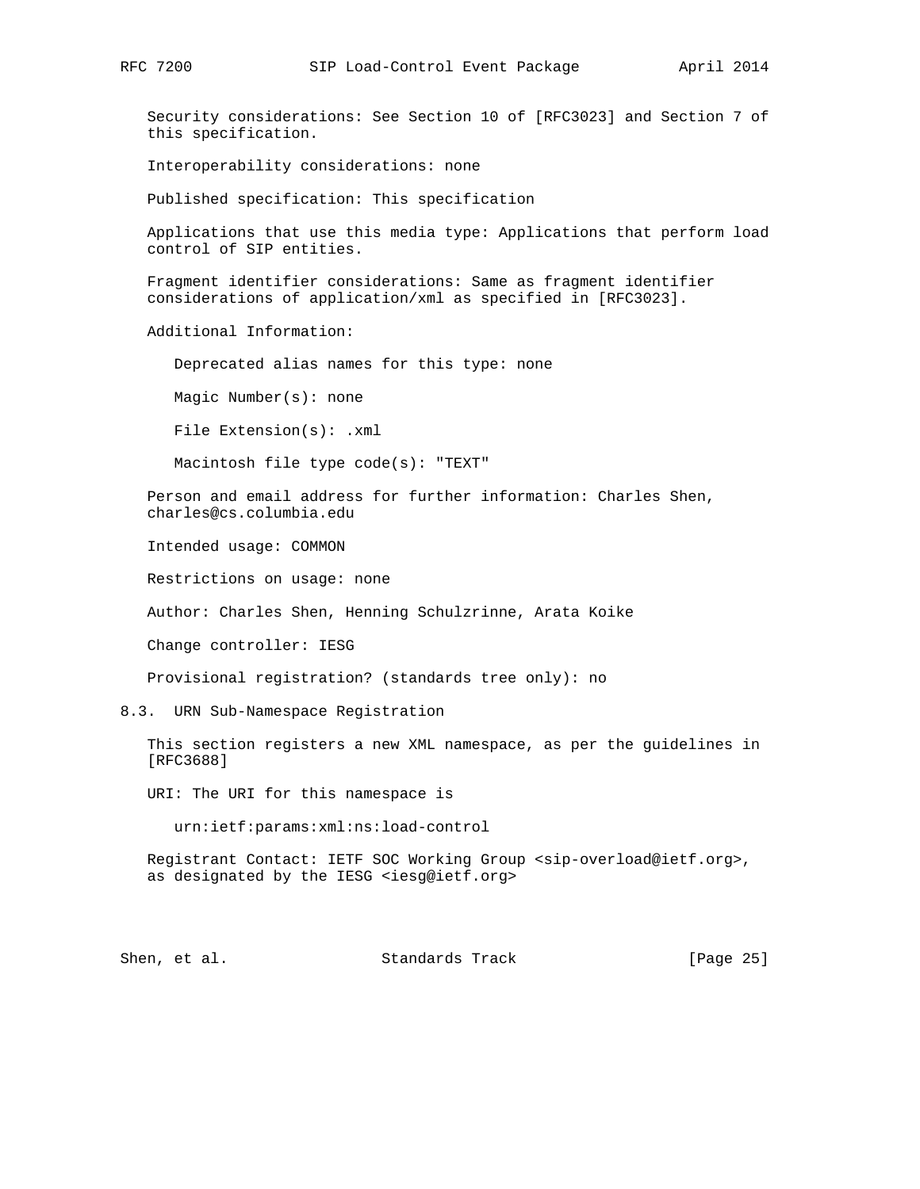Security considerations: See Section 10 of [RFC3023] and Section 7 of this specification.

Interoperability considerations: none

Published specification: This specification

Applications that use this media type: Applications that perform load control of SIP entities.

Fragment identifier considerations: Same as fragment identifier considerations of application/xml as specified in [RFC3023].

Additional Information:

Deprecated alias names for this type: none

Magic Number(s): none

File Extension(s): .xml

Macintosh file type code(s): "TEXT"

Person and email address for further information: Charles Shen, charles@cs.columbia.edu

Intended usage: COMMON

Restrictions on usage: none

Author: Charles Shen, Henning Schulzrinne, Arata Koike

Change controller: IESG

Provisional registration? (standards tree only): no

### 8.3. URN Sub-Namespace Registration

This section registers a new XML namespace, as per the guidelines in [RFC3688]

URI: The URI for this namespace is

urn:ietf:params:xml:ns:load-control

Registrant Contact: IETF SOC Working Group <sip-overload@ietf.org>, as designated by the IESG <iesg@ietf.org>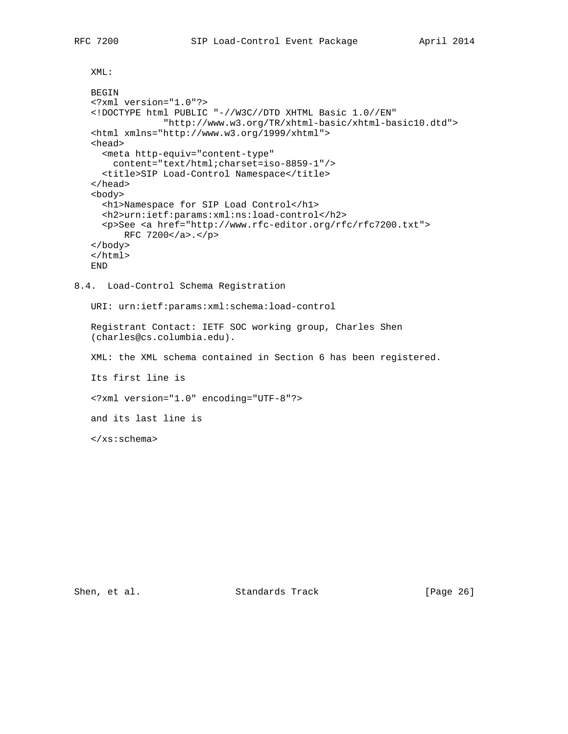XML:

```
BEGIN
<?xml version="1.0"?>
<!DOCTYPE html PUBLIC "-//W3C//DTD XHTML Basic 1.0//EN"
          "http://www.w3.org/TR/xhtml-basic/xhtml-basic10.dtd">
<html xmlns="http://www.w3.org/1999/xhtml">
<head>
  <meta http-equiv="content-type"
    content="text/html;charset=iso-8859-1"/>
  <title>SIP Load-Control Namespace</title>
</head>
<body>
  <h1>Namespace for SIP Load Control</h1>
  <h2>urn:ietf:params:xml:ns:load-control</h2>
  <p>See <a href="http://www.rfc-editor.org/rfc/rfc7200.txt">
      RFC 7200</a>.</p>
</body>
</html>
END
```

## 8.4. Load-Control Schema Registration

URI: urn:ietf:params:xml:schema:load-control

Registrant Contact: IETF SOC working group, Charles Shen (charles@cs.columbia.edu).

XML: the XML schema contained in Section 6 has been registered.

Its first line is

```
<?xml version="1.0" encoding="UTF-8"?>
```

and its last line is

```
</xs:schema>
```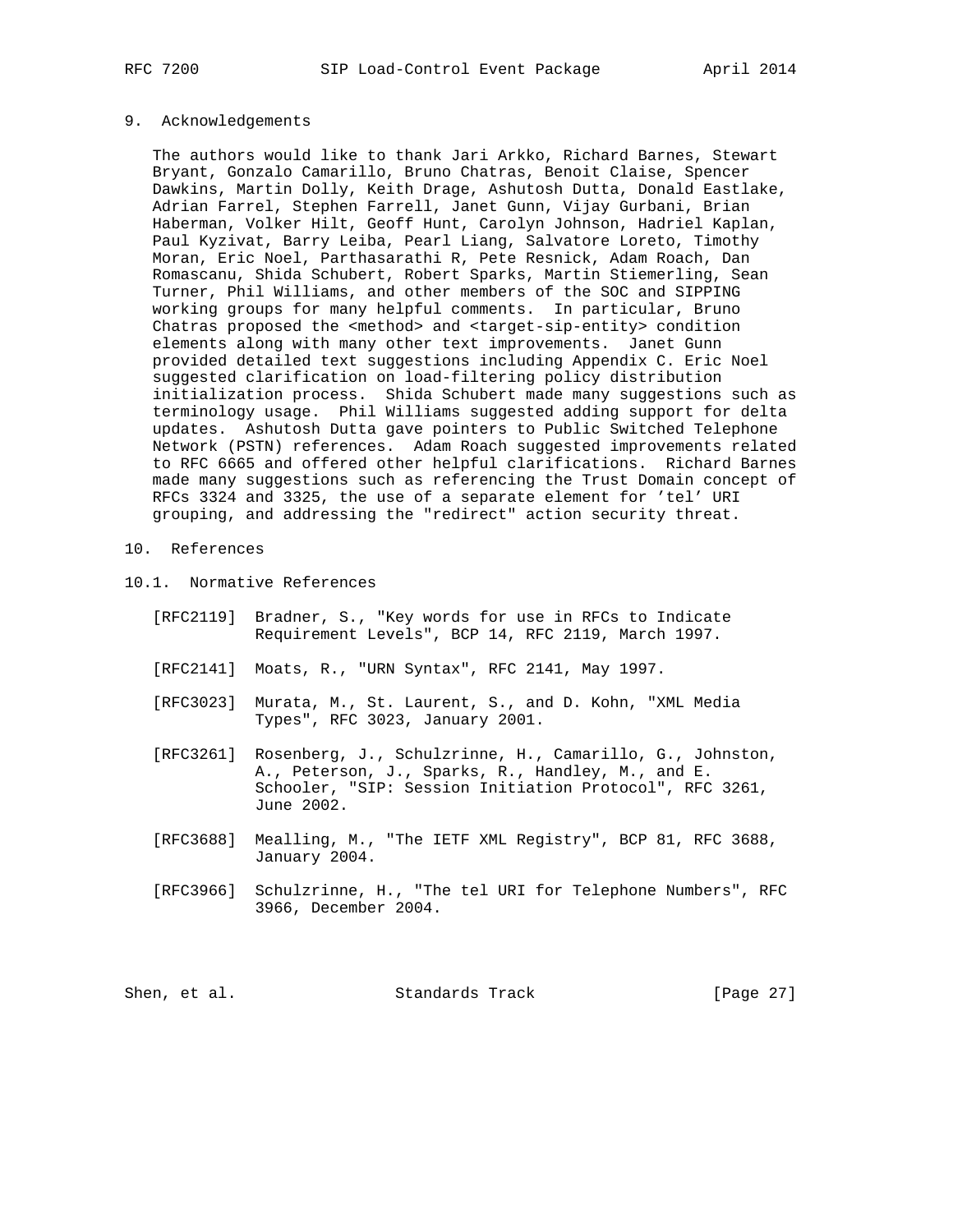## 9. Acknowledgements

The authors would like to thank Jari Arkko, Richard Barnes, Stewart Bryant, Gonzalo Camarillo, Bruno Chatras, Benoit Claise, Spencer Dawkins, Martin Dolly, Keith Drage, Ashutosh Dutta, Donald Eastlake, Adrian Farrel, Stephen Farrell, Janet Gunn, Vijay Gurbani, Brian Haberman, Volker Hilt, Geoff Hunt, Carolyn Johnson, Hadriel Kaplan, Paul Kyzivat, Barry Leiba, Pearl Liang, Salvatore Loreto, Timothy Moran, Eric Noel, Parthasarathi R, Pete Resnick, Adam Roach, Dan Romascanu, Shida Schubert, Robert Sparks, Martin Stiemerling, Sean Turner, Phil Williams, and other members of the SOC and SIPPING working groups for many helpful comments. In particular, Bruno Chatras proposed the <method> and <target-sip-entity> condition elements along with many other text improvements. Janet Gunn provided detailed text suggestions including Appendix C. Eric Noel suggested clarification on load-filtering policy distribution initialization process. Shida Schubert made many suggestions such as terminology usage. Phil Williams suggested adding support for delta updates. Ashutosh Dutta gave pointers to Public Switched Telephone Network (PSTN) references. Adam Roach suggested improvements related to RFC 6665 and offered other helpful clarifications. Richard Barnes made many suggestions such as referencing the Trust Domain concept of RFCs 3324 and 3325, the use of a separate element for 'tel' URI grouping, and addressing the "redirect" action security threat.

## 10. References

### 10.1. Normative References

[RFC2119] Bradner, S., "Key words for use in RFCs to Indicate Requirement Levels", BCP 14, RFC 2119, March 1997.

[RFC2141] Moats, R., "URN Syntax", RFC 2141, May 1997.

[RFC3023] Murata, M., St. Laurent, S., and D. Kohn, "XML Media Types", RFC 3023, January 2001.

[RFC3261] Rosenberg, J., Schulzrinne, H., Camarillo, G., Johnston, A., Peterson, J., Sparks, R., Handley, M., and E. Schooler, "SIP: Session Initiation Protocol", RFC 3261, June 2002.

[RFC3688] Mealling, M., "The IETF XML Registry", BCP 81, RFC 3688, January 2004.

[RFC3966] Schulzrinne, H., "The tel URI for Telephone Numbers", RFC 3966, December 2004.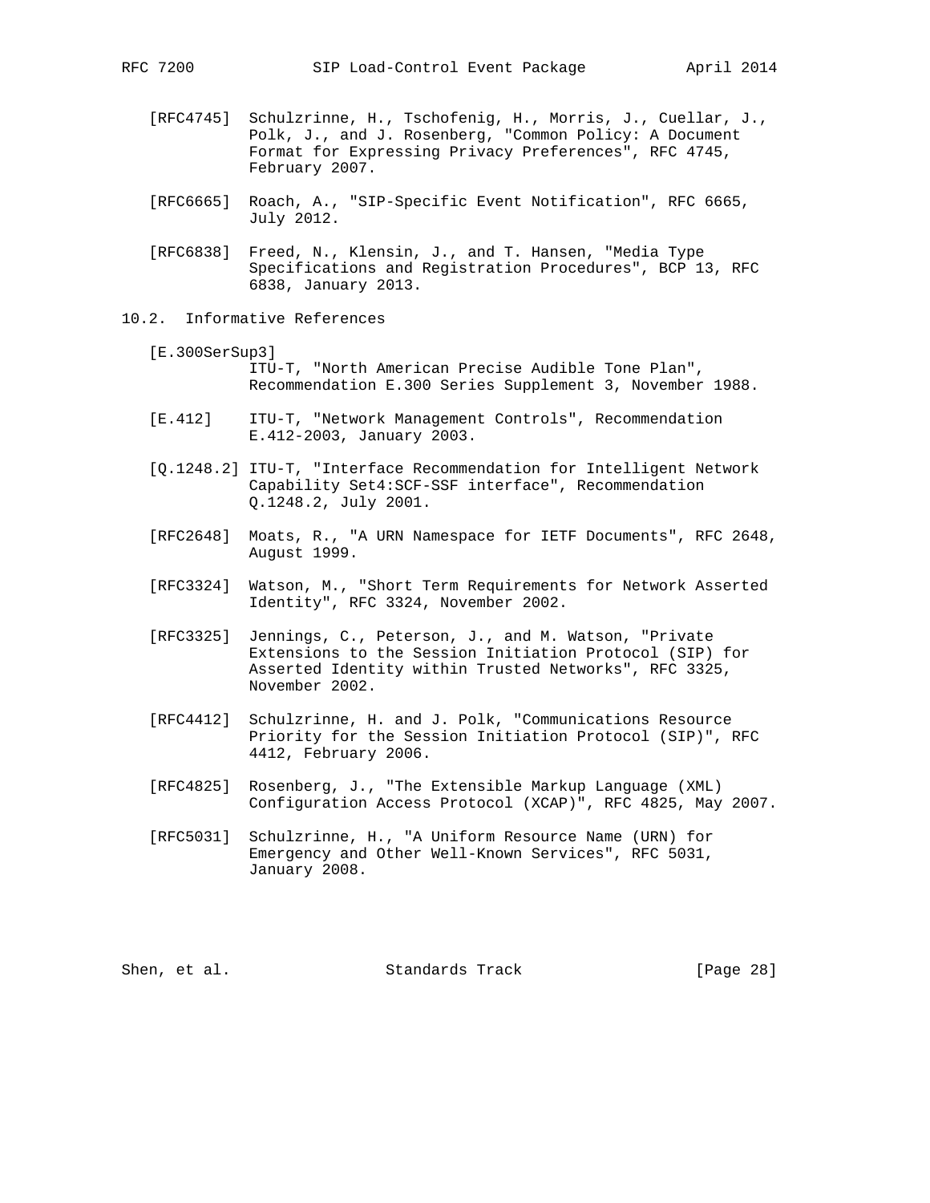[RFC4745] Schulzrinne, H., Tschofenig, H., Morris, J., Cuellar, J., Polk, J., and J. Rosenberg, "Common Policy: A Document Format for Expressing Privacy Preferences", RFC 4745, February 2007.

[RFC6665] Roach, A., "SIP-Specific Event Notification", RFC 6665, July 2012.

[RFC6838] Freed, N., Klensin, J., and T. Hansen, "Media Type Specifications and Registration Procedures", BCP 13, RFC 6838, January 2013.

## 10.2. Informative References

[E.300SerSup3] ITU-T, "North American Precise Audible Tone Plan", Recommendation E.300 Series Supplement 3, November 1988.

[E.412] ITU-T, "Network Management Controls", Recommendation E.412-2003, January 2003.

[Q.1248.2] ITU-T, "Interface Recommendation for Intelligent Network Capability Set4:SCF-SSF interface", Recommendation Q.1248.2, July 2001.

[RFC2648] Moats, R., "A URN Namespace for IETF Documents", RFC 2648, August 1999.

[RFC3324] Watson, M., "Short Term Requirements for Network Asserted Identity", RFC 3324, November 2002.

[RFC3325] Jennings, C., Peterson, J., and M. Watson, "Private Extensions to the Session Initiation Protocol (SIP) for Asserted Identity within Trusted Networks", RFC 3325, November 2002.

[RFC4412] Schulzrinne, H. and J. Polk, "Communications Resource Priority for the Session Initiation Protocol (SIP)", RFC 4412, February 2006.

[RFC4825] Rosenberg, J., "The Extensible Markup Language (XML) Configuration Access Protocol (XCAP)", RFC 4825, May 2007.

[RFC5031] Schulzrinne, H., "A Uniform Resource Name (URN) for Emergency and Other Well-Known Services", RFC 5031, January 2008.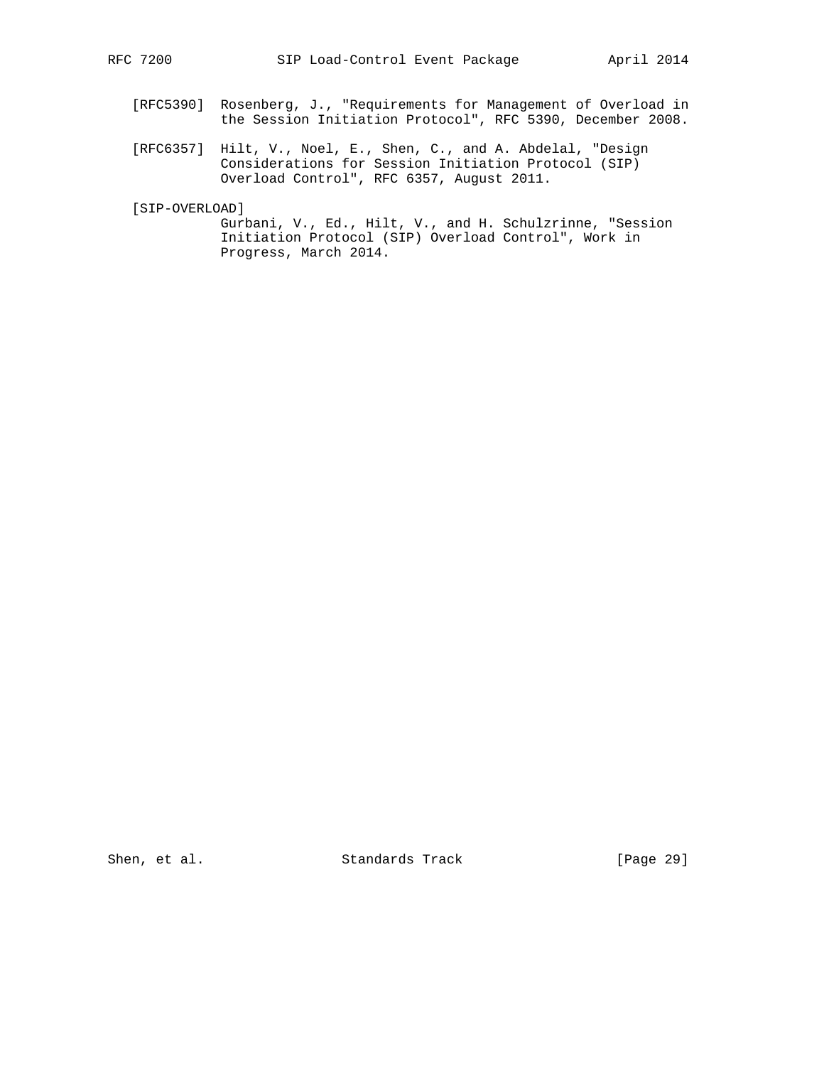[RFC5390] Rosenberg, J., "Requirements for Management of Overload in the Session Initiation Protocol", RFC 5390, December 2008.

[RFC6357] Hilt, V., Noel, E., Shen, C., and A. Abdelal, "Design Considerations for Session Initiation Protocol (SIP) Overload Control", RFC 6357, August 2011.

[SIP-OVERLOAD] Gurbani, V., Ed., Hilt, V., and H. Schulzrinne, "Session Initiation Protocol (SIP) Overload Control", Work in Progress, March 2014.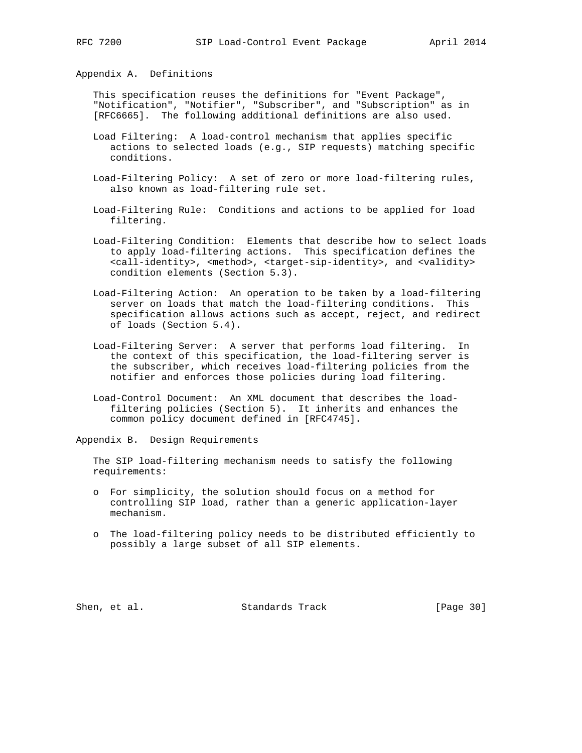## Appendix A. Definitions

This specification reuses the definitions for "Event Package", "Notification", "Notifier", "Subscriber", and "Subscription" as in [RFC6665]. The following additional definitions are also used.

Load Filtering: A load-control mechanism that applies specific actions to selected loads (e.g., SIP requests) matching specific conditions.

Load-Filtering Policy: A set of zero or more load-filtering rules, also known as load-filtering rule set.

Load-Filtering Rule: Conditions and actions to be applied for load filtering.

Load-Filtering Condition: Elements that describe how to select loads to apply load-filtering actions. This specification defines the <call-identity>, <method>, <target-sip-identity>, and <validity> condition elements (Section 5.3).

Load-Filtering Action: An operation to be taken by a load-filtering server on loads that match the load-filtering conditions. This specification allows actions such as accept, reject, and redirect of loads (Section 5.4).

Load-Filtering Server: A server that performs load filtering. In the context of this specification, the load-filtering server is the subscriber, which receives load-filtering policies from the notifier and enforces those policies during load filtering.

Load-Control Document: An XML document that describes the load-filtering policies (Section 5). It inherits and enhances the common policy document defined in [RFC4745].

## Appendix B. Design Requirements

The SIP load-filtering mechanism needs to satisfy the following requirements:

- For simplicity, the solution should focus on a method for controlling SIP load, rather than a generic application-layer mechanism.
- The load-filtering policy needs to be distributed efficiently to possibly a large subset of all SIP elements.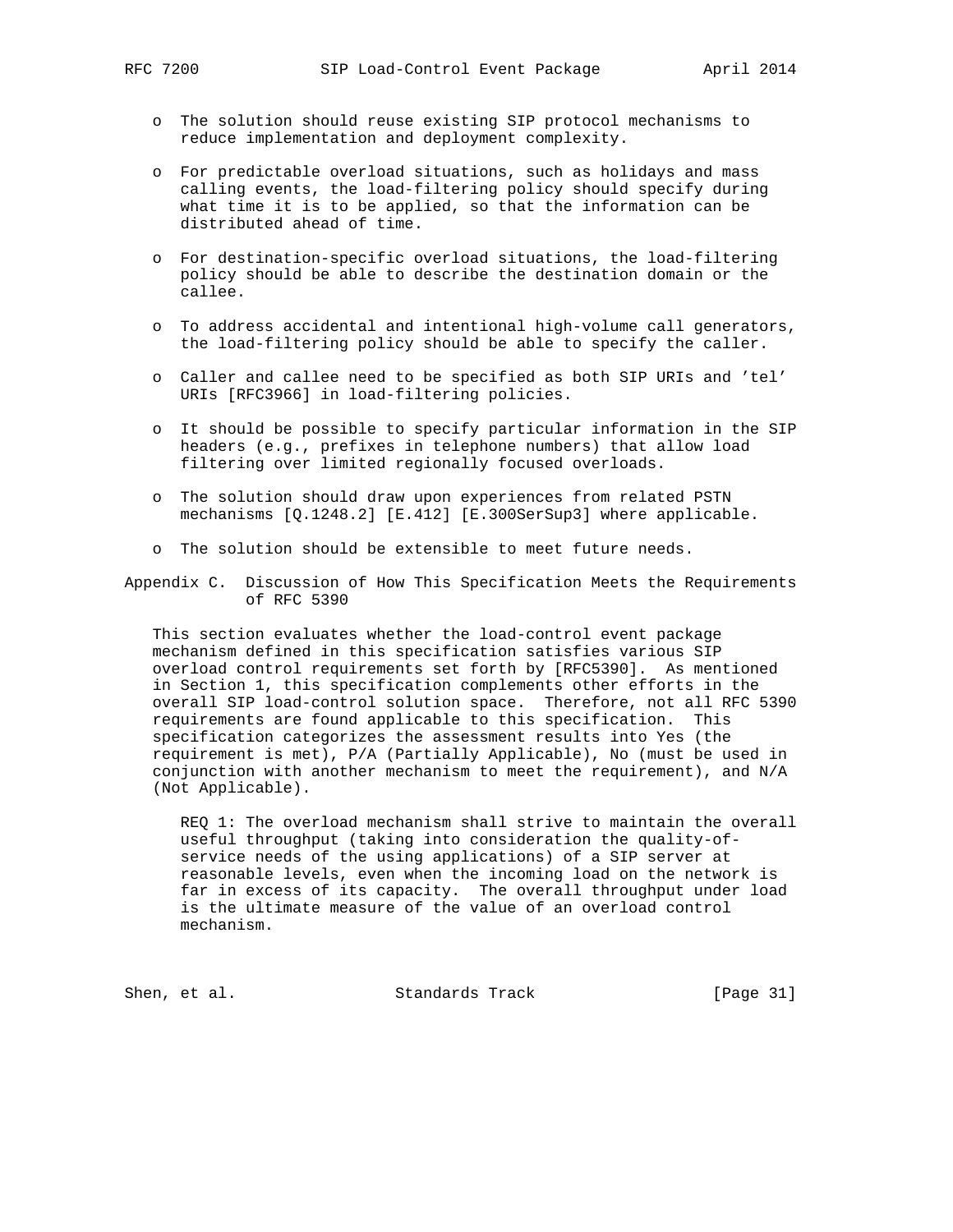- The solution should reuse existing SIP protocol mechanisms to reduce implementation and deployment complexity.

- For predictable overload situations, such as holidays and mass calling events, the load-filtering policy should specify during what time it is to be applied, so that the information can be distributed ahead of time.

- For destination-specific overload situations, the load-filtering policy should be able to describe the destination domain or the callee.

- To address accidental and intentional high-volume call generators, the load-filtering policy should be able to specify the caller.

- Caller and callee need to be specified as both SIP URIs and 'tel' URIs [RFC3966] in load-filtering policies.

- It should be possible to specify particular information in the SIP headers (e.g., prefixes in telephone numbers) that allow load filtering over limited regionally focused overloads.

- The solution should draw upon experiences from related PSTN mechanisms [Q.1248.2] [E.412] [E.300SerSup3] where applicable.

- The solution should be extensible to meet future needs.

## Appendix C. Discussion of How This Specification Meets the Requirements of RFC 5390

This section evaluates whether the load-control event package mechanism defined in this specification satisfies various SIP overload control requirements set forth by [RFC5390]. As mentioned in Section 1, this specification complements other efforts in the overall SIP load-control solution space. Therefore, not all RFC 5390 requirements are found applicable to this specification. This specification categorizes the assessment results into Yes (the requirement is met), P/A (Partially Applicable), No (must be used in conjunction with another mechanism to meet the requirement), and N/A (Not Applicable).

> REQ 1: The overload mechanism shall strive to maintain the overall useful throughput (taking into consideration the quality-of-service needs of the using applications) of a SIP server at reasonable levels, even when the incoming load on the network is far in excess of its capacity. The overall throughput under load is the ultimate measure of the value of an overload control mechanism.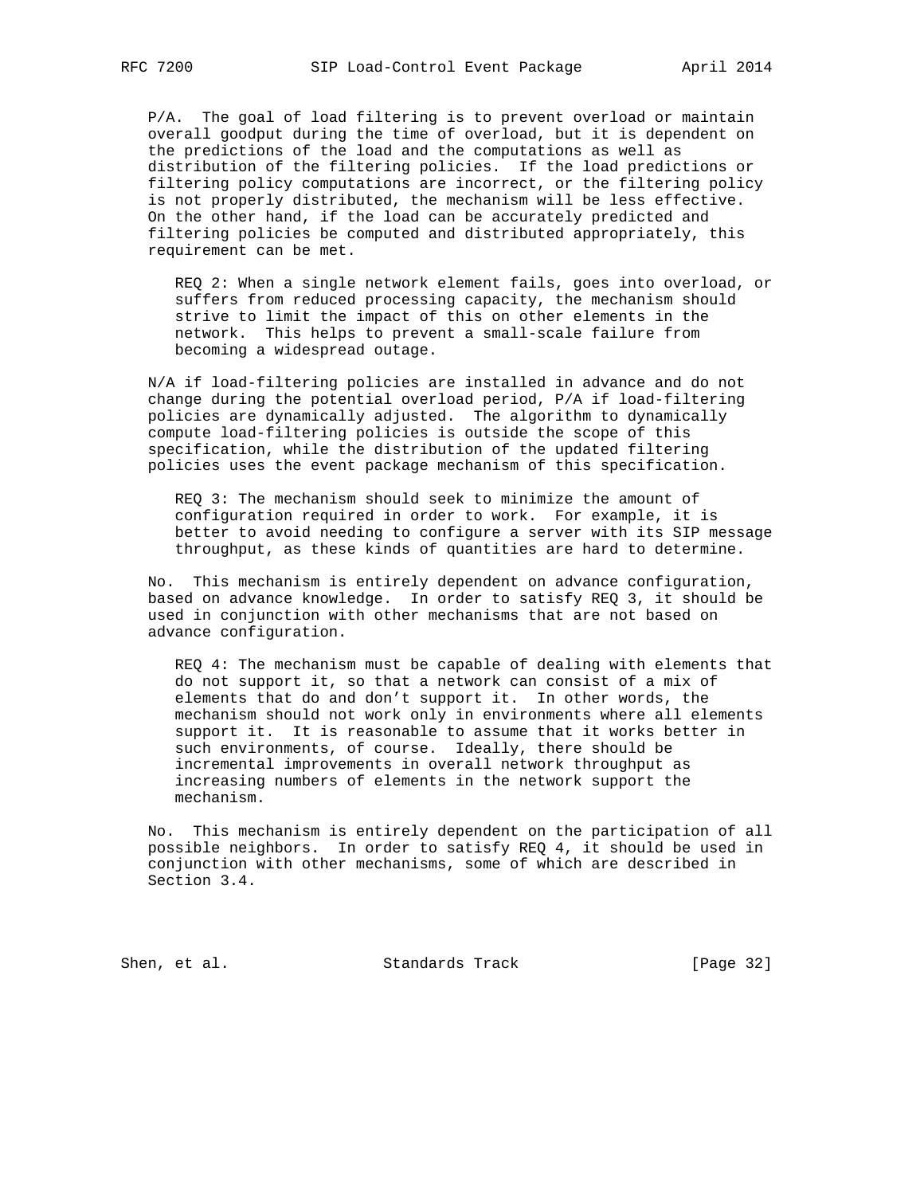P/A. The goal of load filtering is to prevent overload or maintain overall goodput during the time of overload, but it is dependent on the predictions of the load and the computations as well as distribution of the filtering policies. If the load predictions or filtering policy computations are incorrect, or the filtering policy is not properly distributed, the mechanism will be less effective. On the other hand, if the load can be accurately predicted and filtering policies be computed and distributed appropriately, this requirement can be met.

> REQ 2: When a single network element fails, goes into overload, or suffers from reduced processing capacity, the mechanism should strive to limit the impact of this on other elements in the network. This helps to prevent a small-scale failure from becoming a widespread outage.

N/A if load-filtering policies are installed in advance and do not change during the potential overload period, P/A if load-filtering policies are dynamically adjusted. The algorithm to dynamically compute load-filtering policies is outside the scope of this specification, while the distribution of the updated filtering policies uses the event package mechanism of this specification.

> REQ 3: The mechanism should seek to minimize the amount of configuration required in order to work. For example, it is better to avoid needing to configure a server with its SIP message throughput, as these kinds of quantities are hard to determine.

No. This mechanism is entirely dependent on advance configuration, based on advance knowledge. In order to satisfy REQ 3, it should be used in conjunction with other mechanisms that are not based on advance configuration.

> REQ 4: The mechanism must be capable of dealing with elements that do not support it, so that a network can consist of a mix of elements that do and don't support it. In other words, the mechanism should not work only in environments where all elements support it. It is reasonable to assume that it works better in such environments, of course. Ideally, there should be incremental improvements in overall network throughput as increasing numbers of elements in the network support the mechanism.

No. This mechanism is entirely dependent on the participation of all possible neighbors. In order to satisfy REQ 4, it should be used in conjunction with other mechanisms, some of which are described in Section 3.4.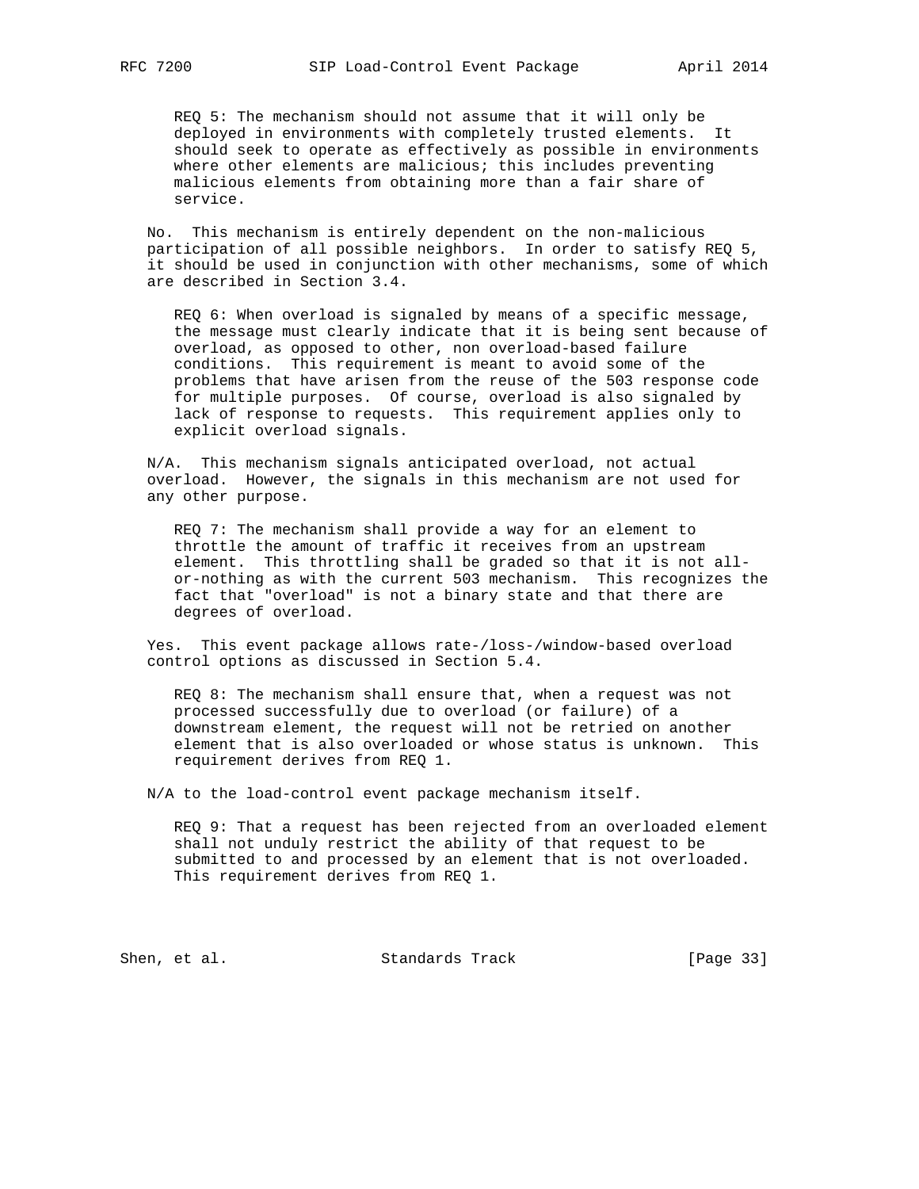REQ 5: The mechanism should not assume that it will only be deployed in environments with completely trusted elements. It should seek to operate as effectively as possible in environments where other elements are malicious; this includes preventing malicious elements from obtaining more than a fair share of service.

No. This mechanism is entirely dependent on the non-malicious participation of all possible neighbors. In order to satisfy REQ 5, it should be used in conjunction with other mechanisms, some of which are described in Section 3.4.

REQ 6: When overload is signaled by means of a specific message, the message must clearly indicate that it is being sent because of overload, as opposed to other, non overload-based failure conditions. This requirement is meant to avoid some of the problems that have arisen from the reuse of the 503 response code for multiple purposes. Of course, overload is also signaled by lack of response to requests. This requirement applies only to explicit overload signals.

N/A. This mechanism signals anticipated overload, not actual overload. However, the signals in this mechanism are not used for any other purpose.

REQ 7: The mechanism shall provide a way for an element to throttle the amount of traffic it receives from an upstream element. This throttling shall be graded so that it is not all-or-nothing as with the current 503 mechanism. This recognizes the fact that "overload" is not a binary state and that there are degrees of overload.

Yes. This event package allows rate-/loss-/window-based overload control options as discussed in Section 5.4.

REQ 8: The mechanism shall ensure that, when a request was not processed successfully due to overload (or failure) of a downstream element, the request will not be retried on another element that is also overloaded or whose status is unknown. This requirement derives from REQ 1.

N/A to the load-control event package mechanism itself.

REQ 9: That a request has been rejected from an overloaded element shall not unduly restrict the ability of that request to be submitted to and processed by an element that is not overloaded. This requirement derives from REQ 1.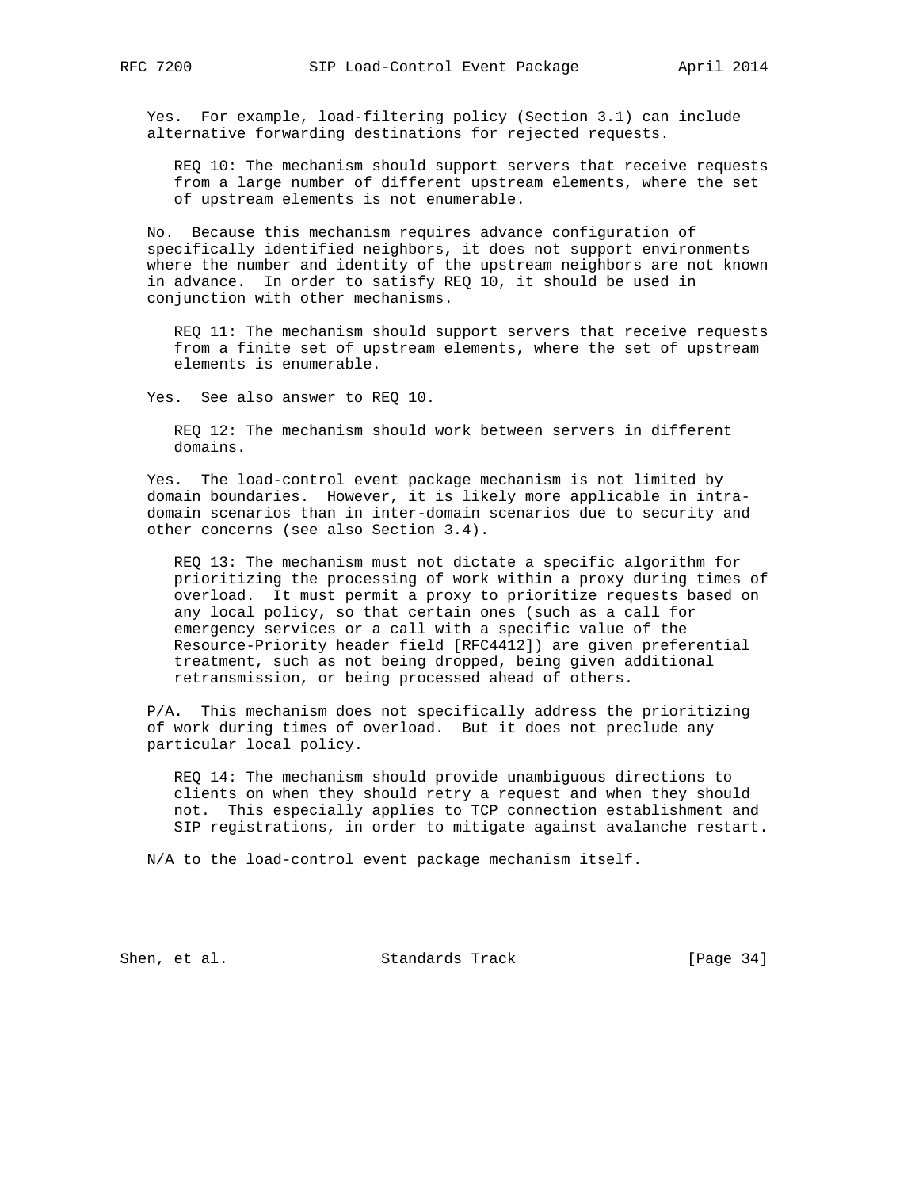Yes. For example, load-filtering policy (Section 3.1) can include alternative forwarding destinations for rejected requests.

> REQ 10: The mechanism should support servers that receive requests from a large number of different upstream elements, where the set of upstream elements is not enumerable.

No. Because this mechanism requires advance configuration of specifically identified neighbors, it does not support environments where the number and identity of the upstream neighbors are not known in advance. In order to satisfy REQ 10, it should be used in conjunction with other mechanisms.

> REQ 11: The mechanism should support servers that receive requests from a finite set of upstream elements, where the set of upstream elements is enumerable.

Yes. See also answer to REQ 10.

> REQ 12: The mechanism should work between servers in different domains.

Yes. The load-control event package mechanism is not limited by domain boundaries. However, it is likely more applicable in intra-domain scenarios than in inter-domain scenarios due to security and other concerns (see also Section 3.4).

> REQ 13: The mechanism must not dictate a specific algorithm for prioritizing the processing of work within a proxy during times of overload. It must permit a proxy to prioritize requests based on any local policy, so that certain ones (such as a call for emergency services or a call with a specific value of the Resource-Priority header field [RFC4412]) are given preferential treatment, such as not being dropped, being given additional retransmission, or being processed ahead of others.

P/A. This mechanism does not specifically address the prioritizing of work during times of overload. But it does not preclude any particular local policy.

> REQ 14: The mechanism should provide unambiguous directions to clients on when they should retry a request and when they should not. This especially applies to TCP connection establishment and SIP registrations, in order to mitigate against avalanche restart.

N/A to the load-control event package mechanism itself.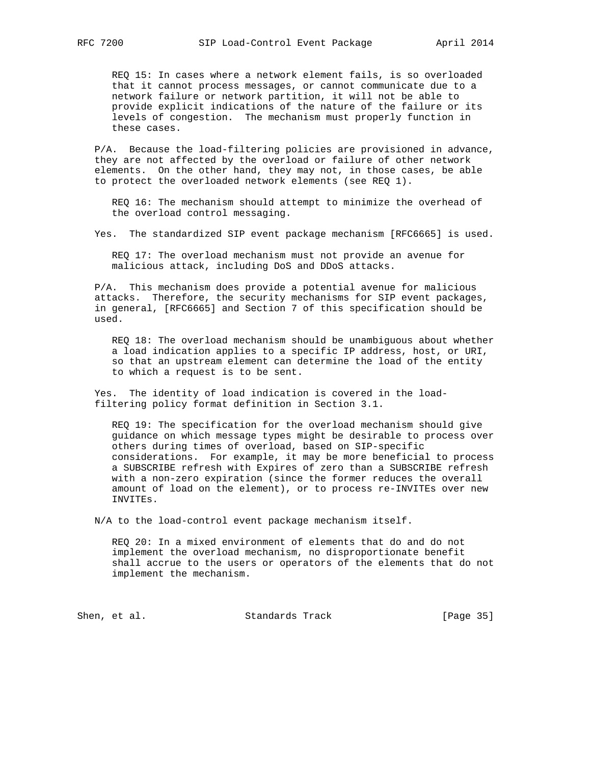REQ 15: In cases where a network element fails, is so overloaded that it cannot process messages, or cannot communicate due to a network failure or network partition, it will not be able to provide explicit indications of the nature of the failure or its levels of congestion. The mechanism must properly function in these cases.

P/A. Because the load-filtering policies are provisioned in advance, they are not affected by the overload or failure of other network elements. On the other hand, they may not, in those cases, be able to protect the overloaded network elements (see REQ 1).

REQ 16: The mechanism should attempt to minimize the overhead of the overload control messaging.

Yes. The standardized SIP event package mechanism [RFC6665] is used.

REQ 17: The overload mechanism must not provide an avenue for malicious attack, including DoS and DDoS attacks.

P/A. This mechanism does provide a potential avenue for malicious attacks. Therefore, the security mechanisms for SIP event packages, in general, [RFC6665] and Section 7 of this specification should be used.

REQ 18: The overload mechanism should be unambiguous about whether a load indication applies to a specific IP address, host, or URI, so that an upstream element can determine the load of the entity to which a request is to be sent.

Yes. The identity of load indication is covered in the load-filtering policy format definition in Section 3.1.

REQ 19: The specification for the overload mechanism should give guidance on which message types might be desirable to process over others during times of overload, based on SIP-specific considerations. For example, it may be more beneficial to process a SUBSCRIBE refresh with Expires of zero than a SUBSCRIBE refresh with a non-zero expiration (since the former reduces the overall amount of load on the element), or to process re-INVITEs over new INVITEs.

N/A to the load-control event package mechanism itself.

REQ 20: In a mixed environment of elements that do and do not implement the overload mechanism, no disproportionate benefit shall accrue to the users or operators of the elements that do not implement the mechanism.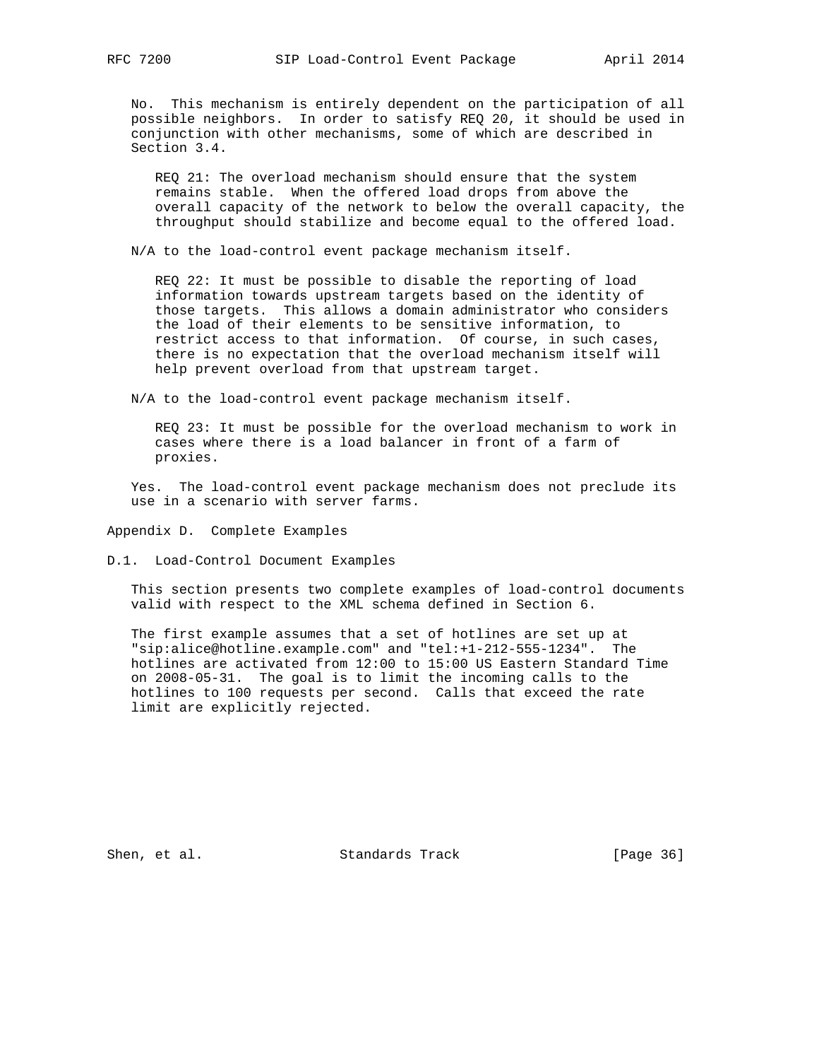No. This mechanism is entirely dependent on the participation of all possible neighbors. In order to satisfy REQ 20, it should be used in conjunction with other mechanisms, some of which are described in Section 3.4.

> REQ 21: The overload mechanism should ensure that the system remains stable. When the offered load drops from above the overall capacity of the network to below the overall capacity, the throughput should stabilize and become equal to the offered load.

N/A to the load-control event package mechanism itself.

> REQ 22: It must be possible to disable the reporting of load information towards upstream targets based on the identity of those targets. This allows a domain administrator who considers the load of their elements to be sensitive information, to restrict access to that information. Of course, in such cases, there is no expectation that the overload mechanism itself will help prevent overload from that upstream target.

N/A to the load-control event package mechanism itself.

> REQ 23: It must be possible for the overload mechanism to work in cases where there is a load balancer in front of a farm of proxies.

Yes. The load-control event package mechanism does not preclude its use in a scenario with server farms.

# Appendix D. Complete Examples

## D.1. Load-Control Document Examples

This section presents two complete examples of load-control documents valid with respect to the XML schema defined in Section 6.

The first example assumes that a set of hotlines are set up at "sip:alice@hotline.example.com" and "tel:+1-212-555-1234". The hotlines are activated from 12:00 to 15:00 US Eastern Standard Time on 2008-05-31. The goal is to limit the incoming calls to the hotlines to 100 requests per second. Calls that exceed the rate limit are explicitly rejected.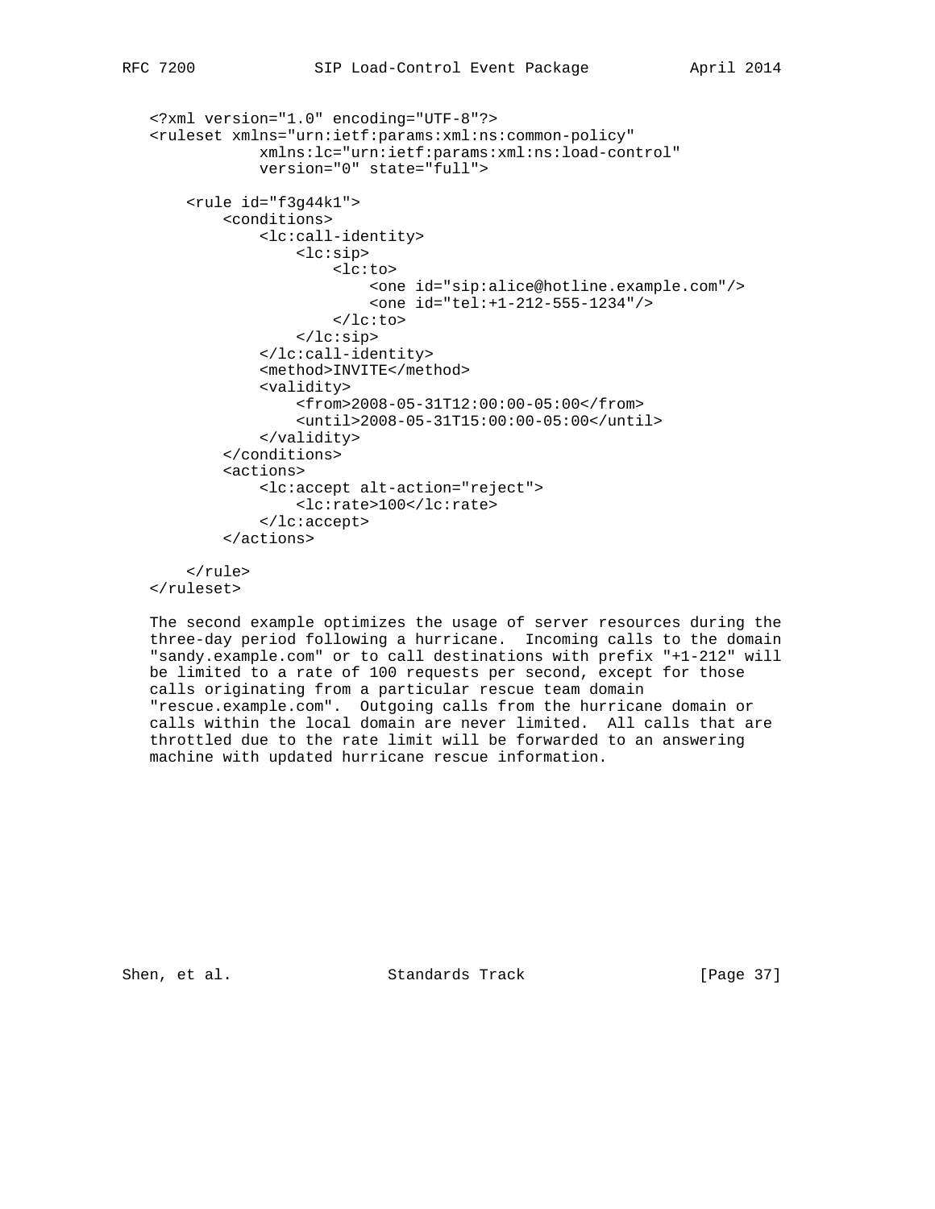```xml
<?xml version="1.0" encoding="UTF-8"?>
<ruleset xmlns="urn:ietf:params:xml:ns:common-policy"
            xmlns:lc="urn:ietf:params:xml:ns:load-control"
            version="0" state="full">

    <rule id="f3g44k1">
        <conditions>
            <lc:call-identity>
                <lc:sip>
                    <lc:to>
                        <one id="sip:alice@hotline.example.com"/>
                        <one id="tel:+1-212-555-1234"/>
                    </lc:to>
                </lc:sip>
            </lc:call-identity>
            <method>INVITE</method>
            <validity>
                <from>2008-05-31T12:00:00-05:00</from>
                <until>2008-05-31T15:00:00-05:00</until>
            </validity>
        </conditions>
        <actions>
            <lc:accept alt-action="reject">
                <lc:rate>100</lc:rate>
            </lc:accept>
        </actions>

    </rule>
</ruleset>
```

The second example optimizes the usage of server resources during the three-day period following a hurricane. Incoming calls to the domain "sandy.example.com" or to call destinations with prefix "+1-212" will be limited to a rate of 100 requests per second, except for those calls originating from a particular rescue team domain "rescue.example.com". Outgoing calls from the hurricane domain or calls within the local domain are never limited. All calls that are throttled due to the rate limit will be forwarded to an answering machine with updated hurricane rescue information.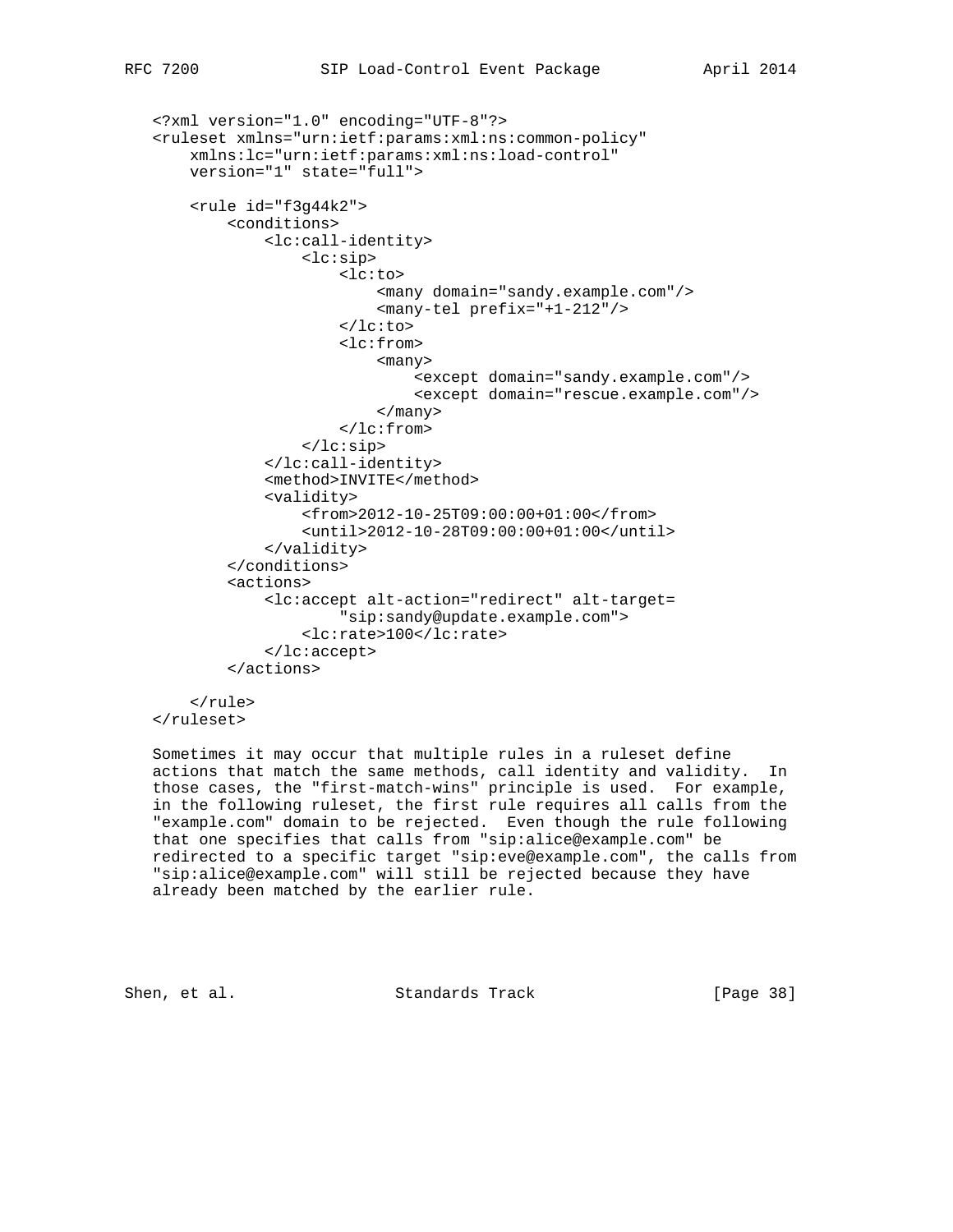```xml
<?xml version="1.0" encoding="UTF-8"?>
<ruleset xmlns="urn:ietf:params:xml:ns:common-policy"
    xmlns:lc="urn:ietf:params:xml:ns:load-control"
    version="1" state="full">

    <rule id="f3g44k2">
        <conditions>
            <lc:call-identity>
                <lc:sip>
                    <lc:to>
                        <many domain="sandy.example.com"/>
                        <many-tel prefix="+1-212"/>
                    </lc:to>
                    <lc:from>
                        <many>
                            <except domain="sandy.example.com"/>
                            <except domain="rescue.example.com"/>
                        </many>
                    </lc:from>
                </lc:sip>
            </lc:call-identity>
            <method>INVITE</method>
            <validity>
                <from>2012-10-25T09:00:00+01:00</from>
                <until>2012-10-28T09:00:00+01:00</until>
            </validity>
        </conditions>
        <actions>
            <lc:accept alt-action="redirect" alt-target=
                    "sip:sandy@update.example.com">
                <lc:rate>100</lc:rate>
            </lc:accept>
        </actions>

    </rule>
</ruleset>
```

Sometimes it may occur that multiple rules in a ruleset define actions that match the same methods, call identity and validity. In those cases, the "first-match-wins" principle is used. For example, in the following ruleset, the first rule requires all calls from the "example.com" domain to be rejected. Even though the rule following that one specifies that calls from "sip:alice@example.com" be redirected to a specific target "sip:eve@example.com", the calls from "sip:alice@example.com" will still be rejected because they have already been matched by the earlier rule.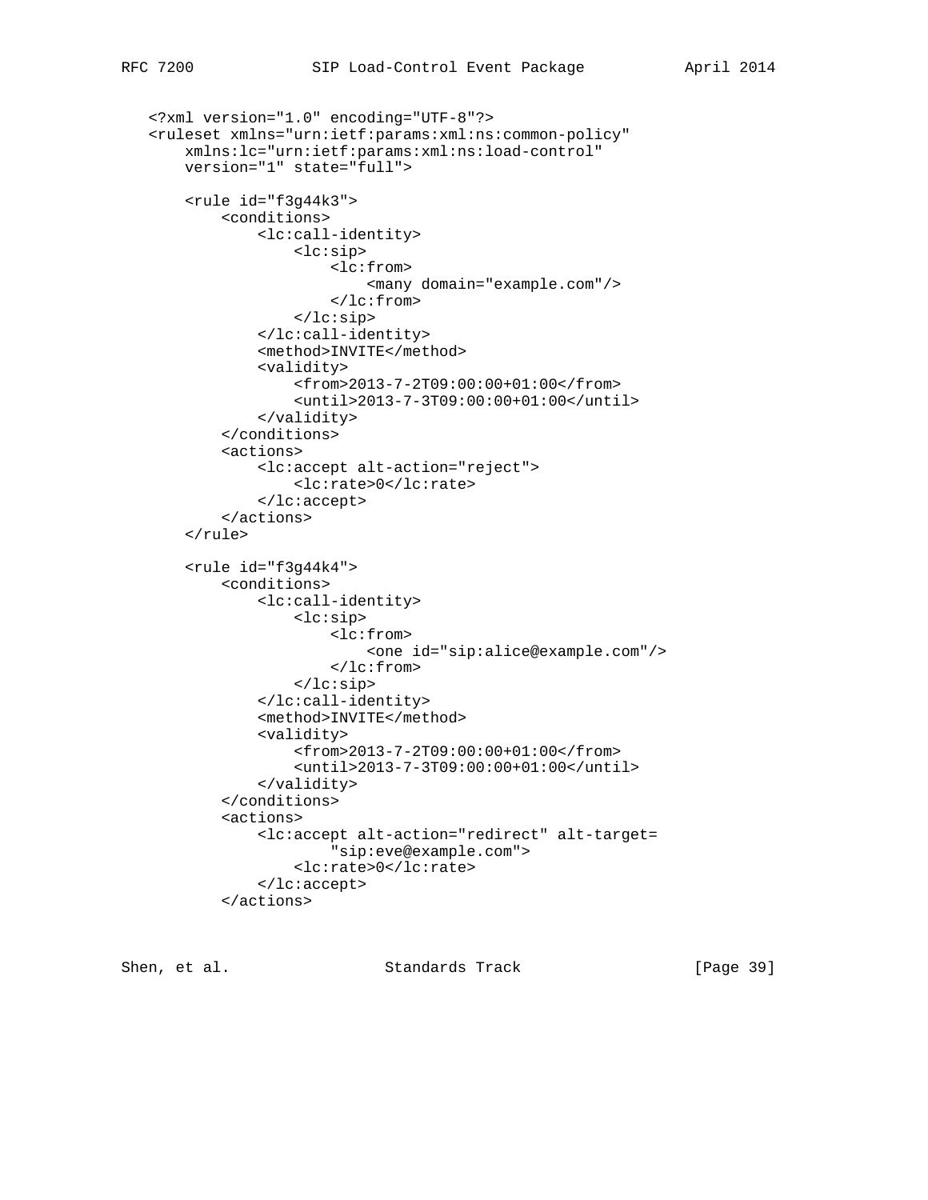```
<?xml version="1.0" encoding="UTF-8"?>
<ruleset xmlns="urn:ietf:params:xml:ns:common-policy"
    xmlns:lc="urn:ietf:params:xml:ns:load-control"
    version="1" state="full">

    <rule id="f3g44k3">
        <conditions>
            <lc:call-identity>
                <lc:sip>
                    <lc:from>
                        <many domain="example.com"/>
                    </lc:from>
                </lc:sip>
            </lc:call-identity>
            <method>INVITE</method>
            <validity>
                <from>2013-7-2T09:00:00+01:00</from>
                <until>2013-7-3T09:00:00+01:00</until>
            </validity>
        </conditions>
        <actions>
            <lc:accept alt-action="reject">
                <lc:rate>0</lc:rate>
            </lc:accept>
        </actions>
    </rule>

    <rule id="f3g44k4">
        <conditions>
            <lc:call-identity>
                <lc:sip>
                    <lc:from>
                        <one id="sip:alice@example.com"/>
                    </lc:from>
                </lc:sip>
            </lc:call-identity>
            <method>INVITE</method>
            <validity>
                <from>2013-7-2T09:00:00+01:00</from>
                <until>2013-7-3T09:00:00+01:00</until>
            </validity>
        </conditions>
        <actions>
            <lc:accept alt-action="redirect" alt-target=
                    "sip:eve@example.com">
                <lc:rate>0</lc:rate>
            </lc:accept>
        </actions>
```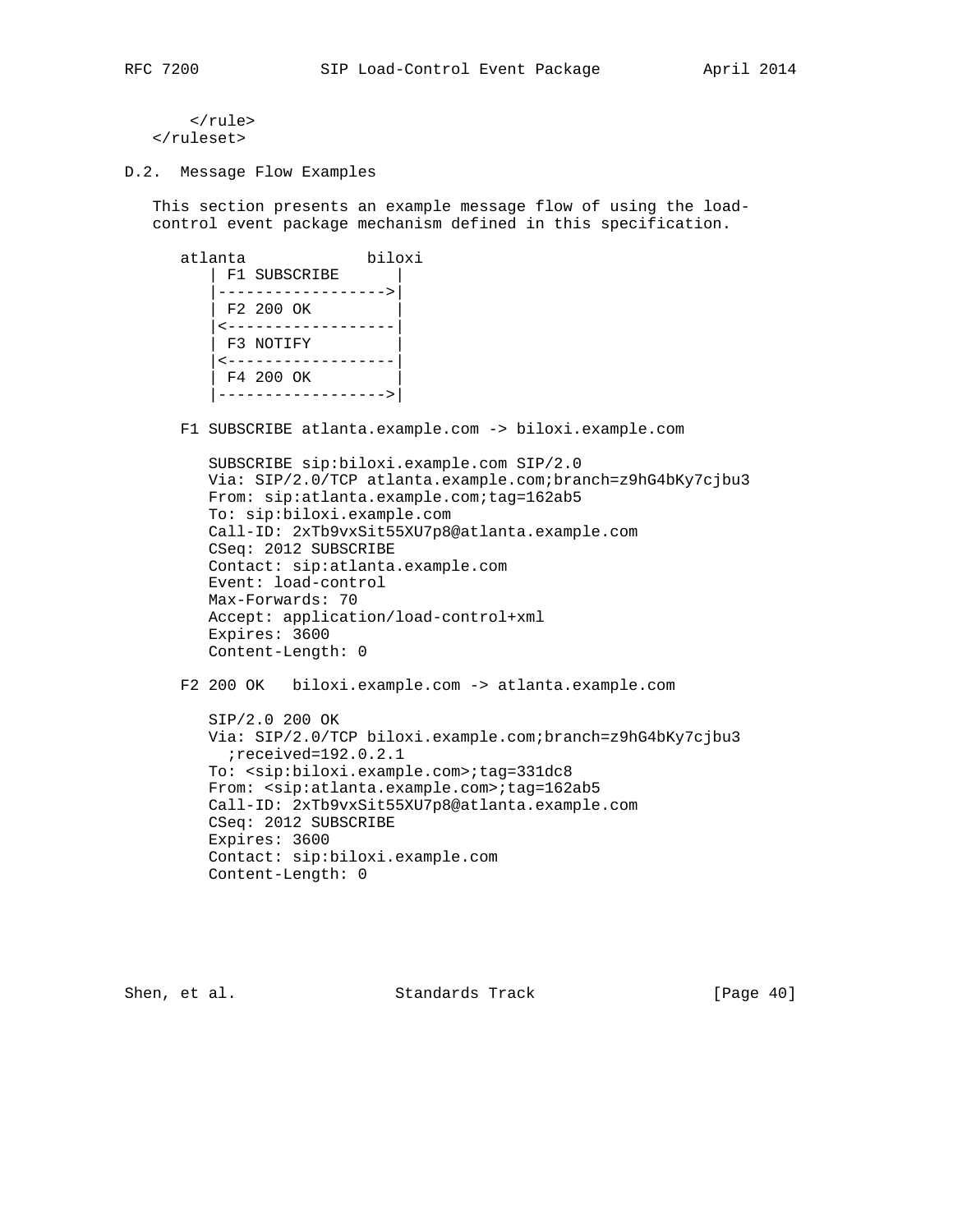```
      </rule>
  </ruleset>
```

### D.2. Message Flow Examples

This section presents an example message flow of using the load-control event package mechanism defined in this specification.

```
     atlanta             biloxi
        | F1 SUBSCRIBE      |
        |------------------>|
        | F2 200 OK         |
        |<------------------|
        | F3 NOTIFY         |
        |<------------------|
        | F4 200 OK         |
        |------------------>|
```

F1 SUBSCRIBE atlanta.example.com -> biloxi.example.com

```
SUBSCRIBE sip:biloxi.example.com SIP/2.0
Via: SIP/2.0/TCP atlanta.example.com;branch=z9hG4bKy7cjbu3
From: sip:atlanta.example.com;tag=162ab5
To: sip:biloxi.example.com
Call-ID: 2xTb9vxSit55XU7p8@atlanta.example.com
CSeq: 2012 SUBSCRIBE
Contact: sip:atlanta.example.com
Event: load-control
Max-Forwards: 70
Accept: application/load-control+xml
Expires: 3600
Content-Length: 0
```

F2 200 OK   biloxi.example.com -> atlanta.example.com

```
SIP/2.0 200 OK
Via: SIP/2.0/TCP biloxi.example.com;branch=z9hG4bKy7cjbu3
  ;received=192.0.2.1
To: <sip:biloxi.example.com>;tag=331dc8
From: <sip:atlanta.example.com>;tag=162ab5
Call-ID: 2xTb9vxSit55XU7p8@atlanta.example.com
CSeq: 2012 SUBSCRIBE
Expires: 3600
Contact: sip:biloxi.example.com
Content-Length: 0
```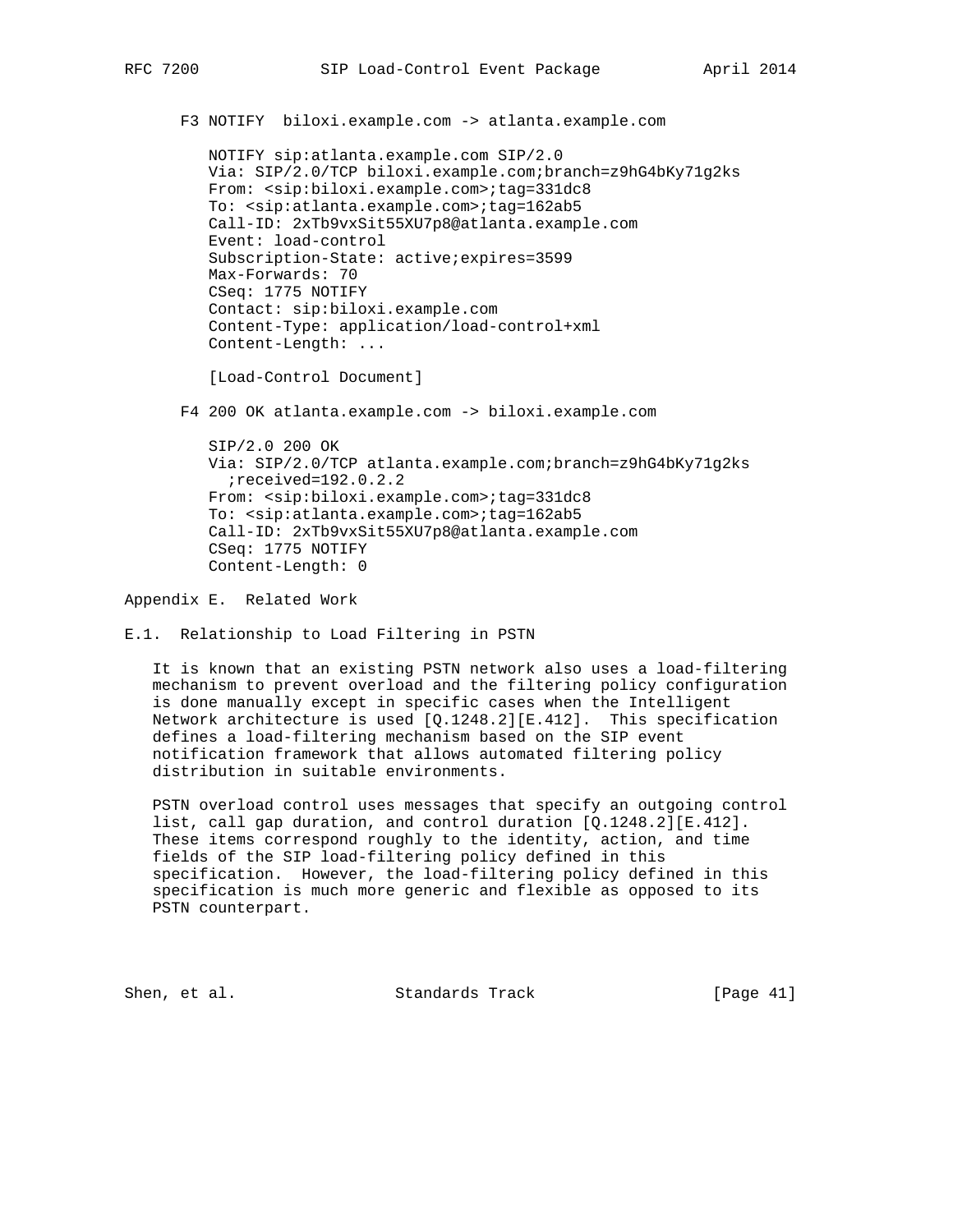F3 NOTIFY biloxi.example.com -> atlanta.example.com

```
NOTIFY sip:atlanta.example.com SIP/2.0
Via: SIP/2.0/TCP biloxi.example.com;branch=z9hG4bKy71g2ks
From: <sip:biloxi.example.com>;tag=331dc8
To: <sip:atlanta.example.com>;tag=162ab5
Call-ID: 2xTb9vxSit55XU7p8@atlanta.example.com
Event: load-control
Subscription-State: active;expires=3599
Max-Forwards: 70
CSeq: 1775 NOTIFY
Contact: sip:biloxi.example.com
Content-Type: application/load-control+xml
Content-Length: ...

[Load-Control Document]
```

F4 200 OK atlanta.example.com -> biloxi.example.com

```
SIP/2.0 200 OK
Via: SIP/2.0/TCP atlanta.example.com;branch=z9hG4bKy71g2ks
  ;received=192.0.2.2
From: <sip:biloxi.example.com>;tag=331dc8
To: <sip:atlanta.example.com>;tag=162ab5
Call-ID: 2xTb9vxSit55XU7p8@atlanta.example.com
CSeq: 1775 NOTIFY
Content-Length: 0
```

# Appendix E. Related Work

## E.1. Relationship to Load Filtering in PSTN

It is known that an existing PSTN network also uses a load-filtering mechanism to prevent overload and the filtering policy configuration is done manually except in specific cases when the Intelligent Network architecture is used [Q.1248.2][E.412]. This specification defines a load-filtering mechanism based on the SIP event notification framework that allows automated filtering policy distribution in suitable environments.

PSTN overload control uses messages that specify an outgoing control list, call gap duration, and control duration [Q.1248.2][E.412]. These items correspond roughly to the identity, action, and time fields of the SIP load-filtering policy defined in this specification. However, the load-filtering policy defined in this specification is much more generic and flexible as opposed to its PSTN counterpart.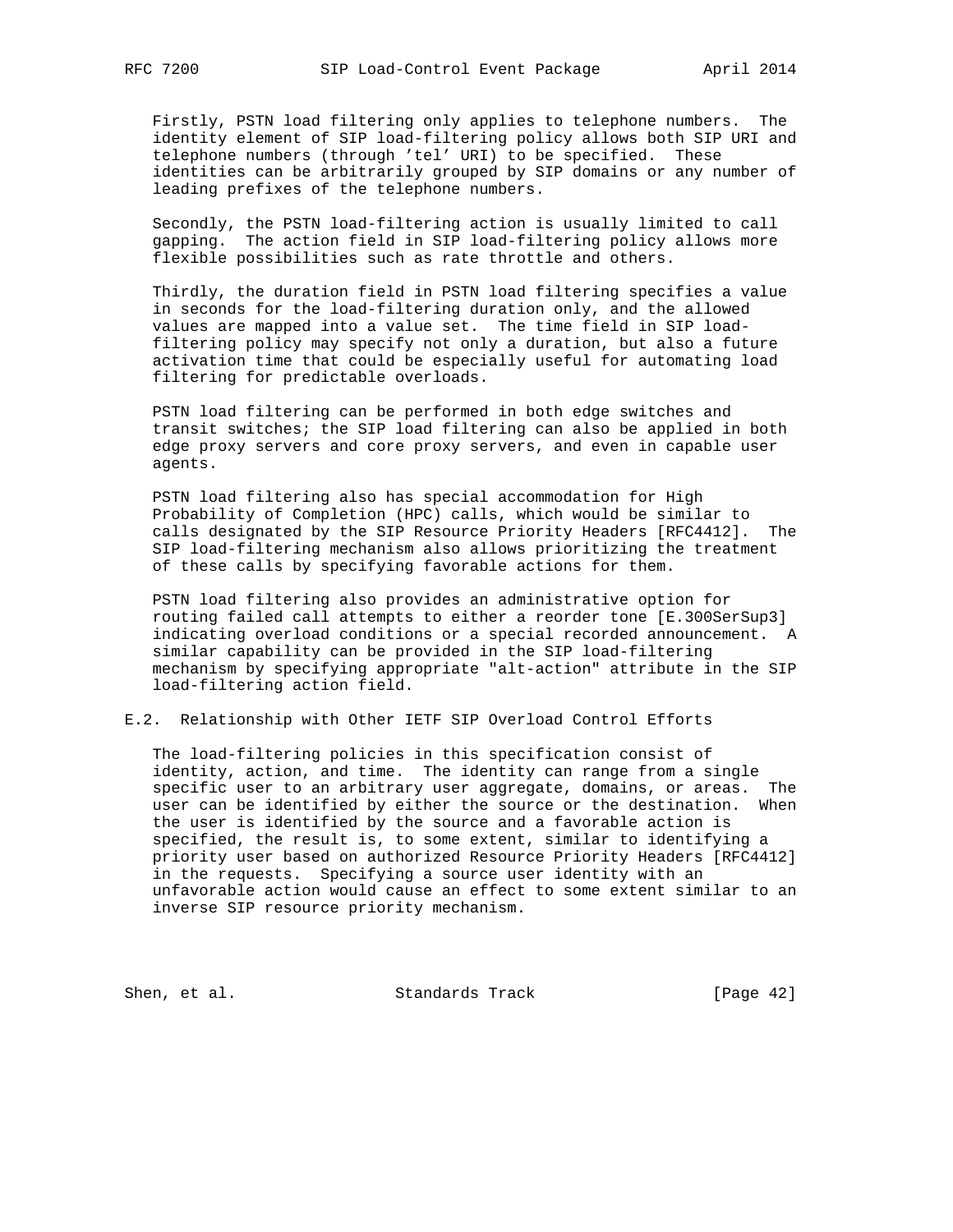Firstly, PSTN load filtering only applies to telephone numbers. The identity element of SIP load-filtering policy allows both SIP URI and telephone numbers (through 'tel' URI) to be specified. These identities can be arbitrarily grouped by SIP domains or any number of leading prefixes of the telephone numbers.

Secondly, the PSTN load-filtering action is usually limited to call gapping. The action field in SIP load-filtering policy allows more flexible possibilities such as rate throttle and others.

Thirdly, the duration field in PSTN load filtering specifies a value in seconds for the load-filtering duration only, and the allowed values are mapped into a value set. The time field in SIP load-filtering policy may specify not only a duration, but also a future activation time that could be especially useful for automating load filtering for predictable overloads.

PSTN load filtering can be performed in both edge switches and transit switches; the SIP load filtering can also be applied in both edge proxy servers and core proxy servers, and even in capable user agents.

PSTN load filtering also has special accommodation for High Probability of Completion (HPC) calls, which would be similar to calls designated by the SIP Resource Priority Headers [RFC4412]. The SIP load-filtering mechanism also allows prioritizing the treatment of these calls by specifying favorable actions for them.

PSTN load filtering also provides an administrative option for routing failed call attempts to either a reorder tone [E.300SerSup3] indicating overload conditions or a special recorded announcement. A similar capability can be provided in the SIP load-filtering mechanism by specifying appropriate "alt-action" attribute in the SIP load-filtering action field.

## E.2. Relationship with Other IETF SIP Overload Control Efforts

The load-filtering policies in this specification consist of identity, action, and time. The identity can range from a single specific user to an arbitrary user aggregate, domains, or areas. The user can be identified by either the source or the destination. When the user is identified by the source and a favorable action is specified, the result is, to some extent, similar to identifying a priority user based on authorized Resource Priority Headers [RFC4412] in the requests. Specifying a source user identity with an unfavorable action would cause an effect to some extent similar to an inverse SIP resource priority mechanism.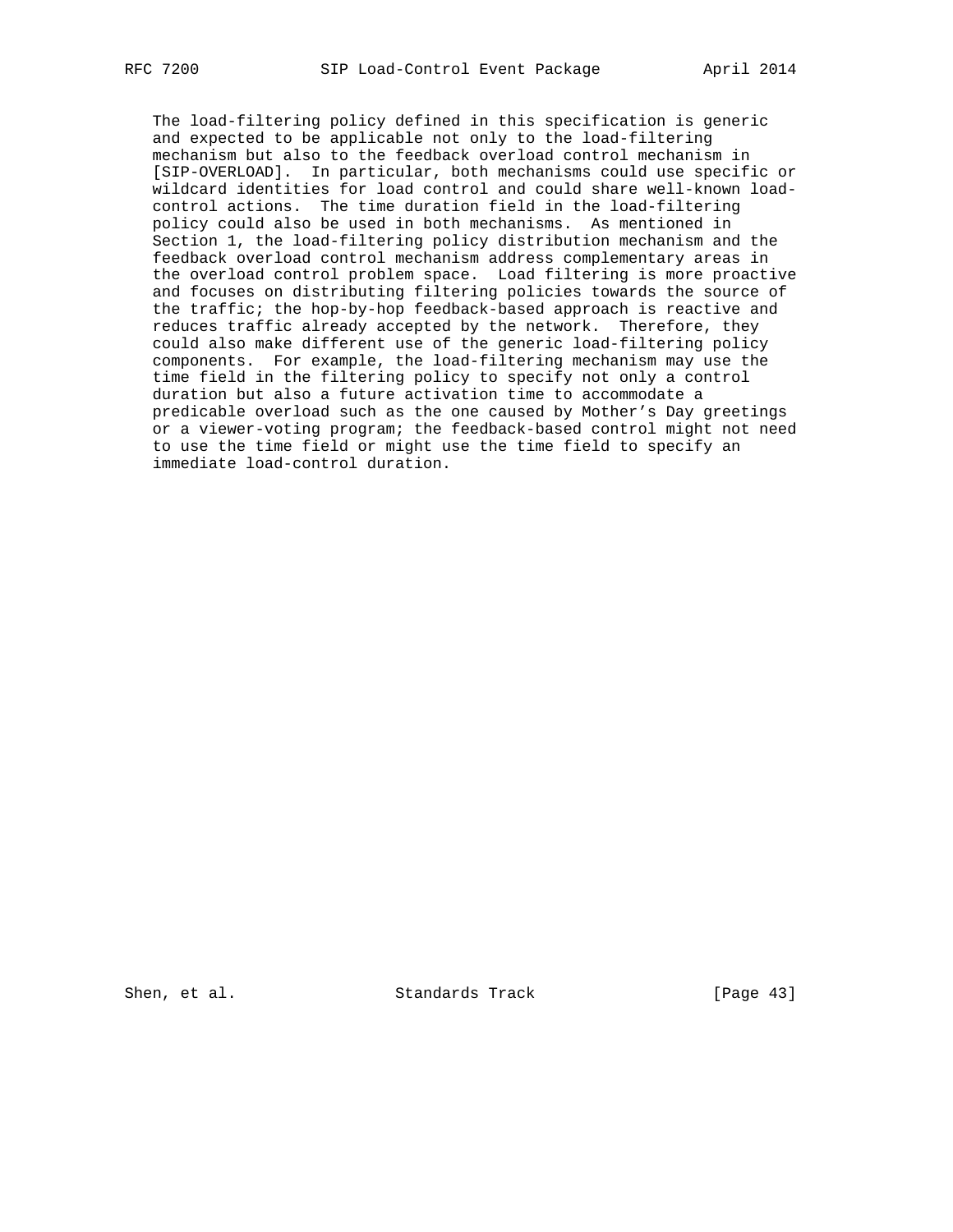The load-filtering policy defined in this specification is generic and expected to be applicable not only to the load-filtering mechanism but also to the feedback overload control mechanism in [SIP-OVERLOAD]. In particular, both mechanisms could use specific or wildcard identities for load control and could share well-known load-control actions. The time duration field in the load-filtering policy could also be used in both mechanisms. As mentioned in Section 1, the load-filtering policy distribution mechanism and the feedback overload control mechanism address complementary areas in the overload control problem space. Load filtering is more proactive and focuses on distributing filtering policies towards the source of the traffic; the hop-by-hop feedback-based approach is reactive and reduces traffic already accepted by the network. Therefore, they could also make different use of the generic load-filtering policy components. For example, the load-filtering mechanism may use the time field in the filtering policy to specify not only a control duration but also a future activation time to accommodate a predicable overload such as the one caused by Mother's Day greetings or a viewer-voting program; the feedback-based control might not need to use the time field or might use the time field to specify an immediate load-control duration.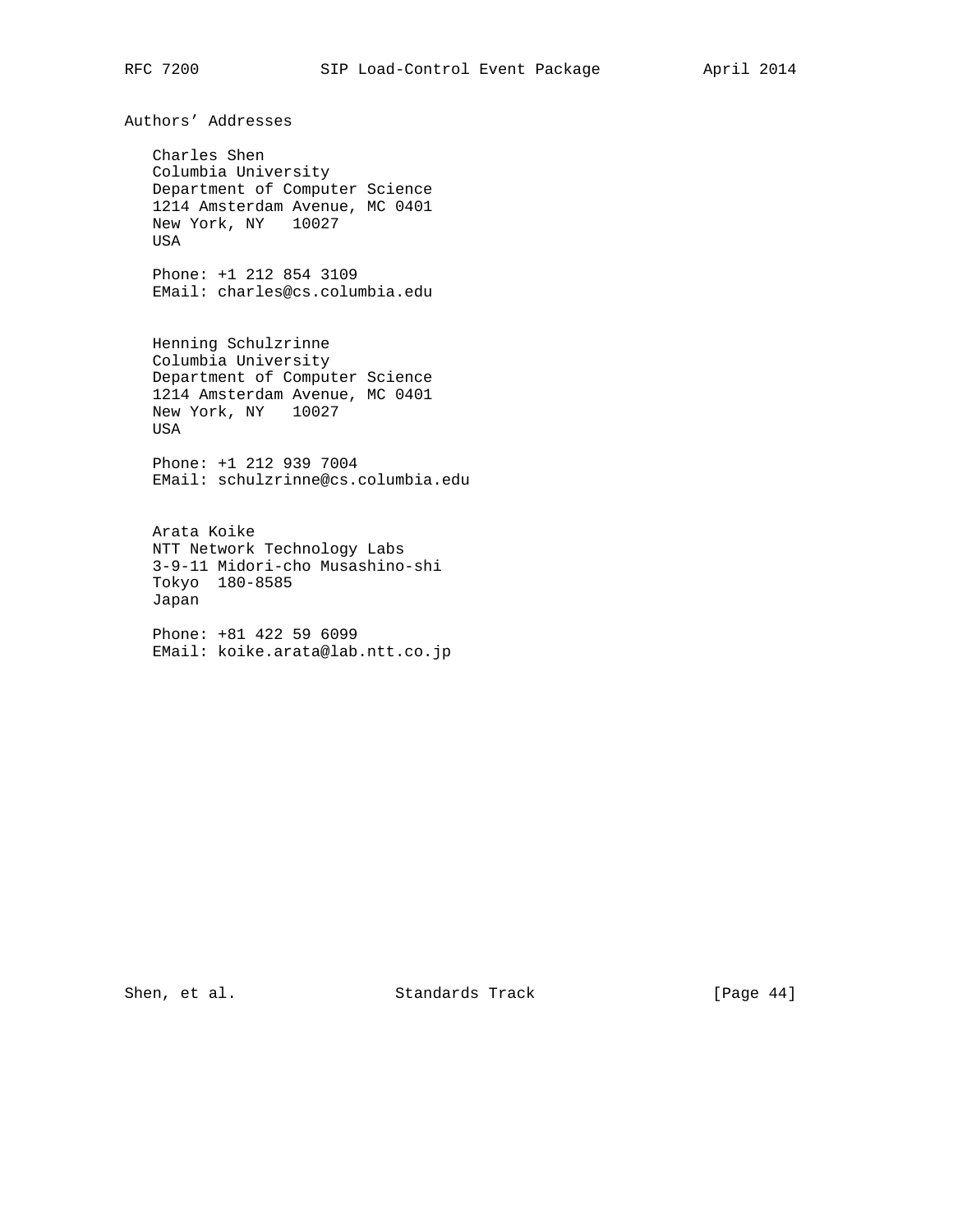## Authors' Addresses

Charles Shen
Columbia University
Department of Computer Science
1214 Amsterdam Avenue, MC 0401
New York, NY 10027
USA

Phone: +1 212 854 3109
EMail: charles@cs.columbia.edu

Henning Schulzrinne
Columbia University
Department of Computer Science
1214 Amsterdam Avenue, MC 0401
New York, NY 10027
USA

Phone: +1 212 939 7004
EMail: schulzrinne@cs.columbia.edu

Arata Koike
NTT Network Technology Labs
3-9-11 Midori-cho Musashino-shi
Tokyo 180-8585
Japan

Phone: +81 422 59 6099
EMail: koike.arata@lab.ntt.co.jp